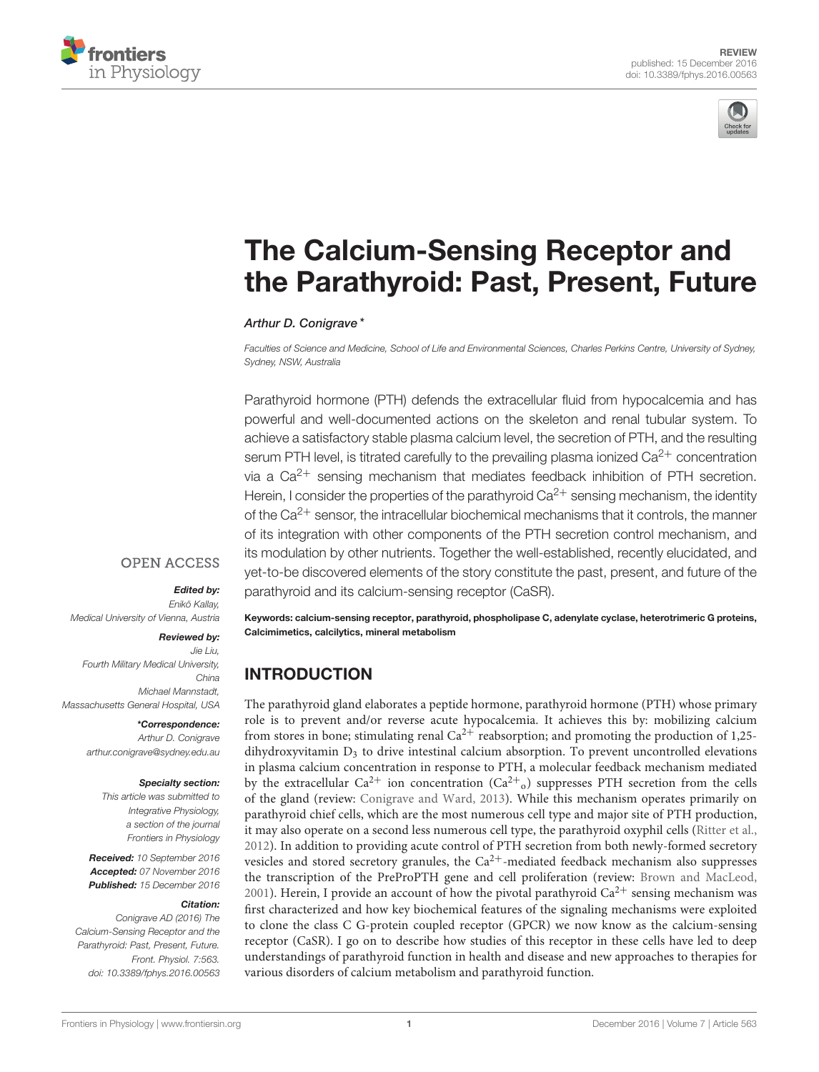REVIEW
published: 15 December 2016
doi: 10.3389/fphys.2016.00563

# The Calcium-Sensing Receptor and the Parathyroid: Past, Present, Future

*Arthur D. Conigrave\**

*Faculties of Science and Medicine, School of Life and Environmental Sciences, Charles Perkins Centre, University of Sydney, Sydney, NSW, Australia*

Parathyroid hormone (PTH) defends the extracellular fluid from hypocalcemia and has powerful and well-documented actions on the skeleton and renal tubular system. To achieve a satisfactory stable plasma calcium level, the secretion of PTH, and the resulting serum PTH level, is titrated carefully to the prevailing plasma ionized $Ca^{2+}$ concentration via a $Ca^{2+}$ sensing mechanism that mediates feedback inhibition of PTH secretion. Herein, I consider the properties of the parathyroid $Ca^{2+}$ sensing mechanism, the identity of the $Ca^{2+}$ sensor, the intracellular biochemical mechanisms that it controls, the manner of its integration with other components of the PTH secretion control mechanism, and its modulation by other nutrients. Together the well-established, recently elucidated, and yet-to-be discovered elements of the story constitute the past, present, and future of the parathyroid and its calcium-sensing receptor (CaSR).

**Keywords: calcium-sensing receptor, parathyroid, phospholipase C, adenylate cyclase, heterotrimeric G proteins, Calcimimetics, calcilytics, mineral metabolism**

OPEN ACCESS

***Edited by:***
*Enikö Kallay,*
*Medical University of Vienna, Austria*

***Reviewed by:***
*Jie Liu,*
*Fourth Military Medical University, China*
*Michael Mannstadt,*
*Massachusetts General Hospital, USA*

***\*Correspondence:***
*Arthur D. Conigrave*
*arthur.conigrave@sydney.edu.au*

***Specialty section:***
*This article was submitted to Integrative Physiology, a section of the journal Frontiers in Physiology*

***Received:*** *10 September 2016*
***Accepted:*** *07 November 2016*
***Published:*** *15 December 2016*

***Citation:***
*Conigrave AD (2016) The Calcium-Sensing Receptor and the Parathyroid: Past, Present, Future. Front. Physiol. 7:563. doi: 10.3389/fphys.2016.00563*

## INTRODUCTION

The parathyroid gland elaborates a peptide hormone, parathyroid hormone (PTH) whose primary role is to prevent and/or reverse acute hypocalcemia. It achieves this by: mobilizing calcium from stores in bone; stimulating renal $Ca^{2+}$ reabsorption; and promoting the production of 1,25-dihydroxyvitamin $D_3$ to drive intestinal calcium absorption. To prevent uncontrolled elevations in plasma calcium concentration in response to PTH, a molecular feedback mechanism mediated by the extracellular $Ca^{2+}$ ion concentration ($Ca^{2+}{}_o$) suppresses PTH secretion from the cells of the gland (review: Conigrave and Ward, 2013). While this mechanism operates primarily on parathyroid chief cells, which are the most numerous cell type and major site of PTH production, it may also operate on a second less numerous cell type, the parathyroid oxyphil cells (Ritter et al., 2012). In addition to providing acute control of PTH secretion from both newly-formed secretory vesicles and stored secretory granules, the $Ca^{2+}$-mediated feedback mechanism also suppresses the transcription of the PreProPTH gene and cell proliferation (review: Brown and MacLeod, 2001). Herein, I provide an account of how the pivotal parathyroid $Ca^{2+}$ sensing mechanism was first characterized and how key biochemical features of the signaling mechanisms were exploited to clone the class C G-protein coupled receptor (GPCR) we now know as the calcium-sensing receptor (CaSR). I go on to describe how studies of this receptor in these cells have led to deep understandings of parathyroid function in health and disease and new approaches to therapies for various disorders of calcium metabolism and parathyroid function.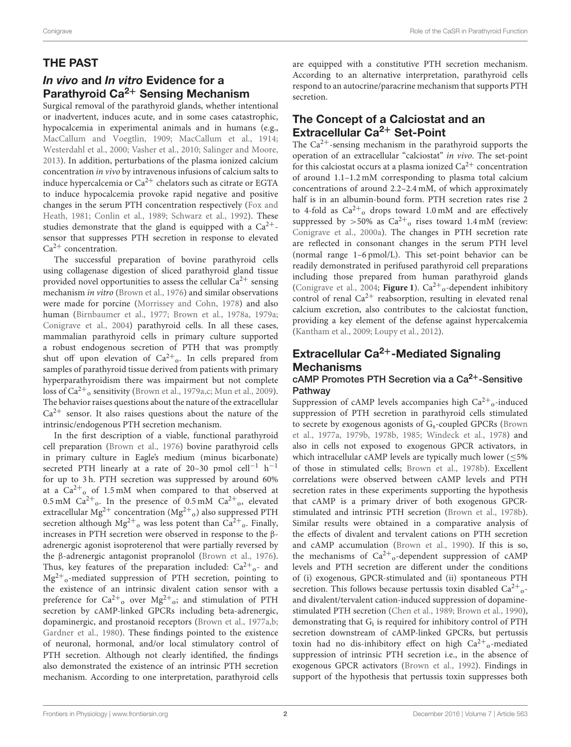## THE PAST

### *In vivo* and *In vitro* Evidence for a Parathyroid $Ca^{2+}$ Sensing Mechanism

Surgical removal of the parathyroid glands, whether intentional or inadvertent, induces acute, and in some cases catastrophic, hypocalcemia in experimental animals and in humans (e.g., MacCallum and Voegtlin, 1909; MacCallum et al., 1914; Westerdahl et al., 2000; Vasher et al., 2010; Salinger and Moore, 2013). In addition, perturbations of the plasma ionized calcium concentration *in vivo* by intravenous infusions of calcium salts to induce hypercalcemia or $Ca^{2+}$ chelators such as citrate or EGTA to induce hypocalcemia provoke rapid negative and positive changes in the serum PTH concentration respectively (Fox and Heath, 1981; Conlin et al., 1989; Schwarz et al., 1992). These studies demonstrate that the gland is equipped with a $Ca^{2+}$-sensor that suppresses PTH secretion in response to elevated $Ca^{2+}$ concentration.

The successful preparation of bovine parathyroid cells using collagenase digestion of sliced parathyroid gland tissue provided novel opportunities to assess the cellular $Ca^{2+}$ sensing mechanism *in vitro* (Brown et al., 1976) and similar observations were made for porcine (Morrissey and Cohn, 1978) and also human (Birnbaumer et al., 1977; Brown et al., 1978a, 1979a; Conigrave et al., 2004) parathyroid cells. In all these cases, mammalian parathyroid cells in primary culture supported a robust endogenous secretion of PTH that was promptly shut off upon elevation of $Ca^{2+}{}_o$. In cells prepared from samples of parathyroid tissue derived from patients with primary hyperparathyroidism there was impairment but not complete loss of $Ca^{2+}{}_o$ sensitivity (Brown et al., 1979a,c; Mun et al., 2009). The behavior raises questions about the nature of the extracellular $Ca^{2+}$ sensor. It also raises questions about the nature of the intrinsic/endogenous PTH secretion mechanism.

In the first description of a viable, functional parathyroid cell preparation (Brown et al., 1976) bovine parathyroid cells in primary culture in Eagle's medium (minus bicarbonate) secreted PTH linearly at a rate of 20–30 pmol $cell^{-1}$ $h^{-1}$ for up to 3 h. PTH secretion was suppressed by around 60% at a $Ca^{2+}{}_o$ of 1.5 mM when compared to that observed at 0.5 mM $Ca^{2+}{}_o$. In the presence of 0.5 mM $Ca^{2+}{}_o$, elevated extracellular $Mg^{2+}$ concentration ($Mg^{2+}{}_o$) also suppressed PTH secretion although $Mg^{2+}{}_o$ was less potent than $Ca^{2+}{}_o$. Finally, increases in PTH secretion were observed in response to the β-adrenergic agonist isoproterenol that were partially reversed by the β-adrenergic antagonist propranolol (Brown et al., 1976). Thus, key features of the preparation included: $Ca^{2+}{}_o$- and $Mg^{2+}{}_o$-mediated suppression of PTH secretion, pointing to the existence of an intrinsic divalent cation sensor with a preference for $Ca^{2+}{}_o$ over $Mg^{2+}{}_o$; and stimulation of PTH secretion by cAMP-linked GPCRs including beta-adrenergic, dopaminergic, and prostanoid receptors (Brown et al., 1977a,b; Gardner et al., 1980). These findings pointed to the existence of neuronal, hormonal, and/or local stimulatory control of PTH secretion. Although not clearly identified, the findings also demonstrated the existence of an intrinsic PTH secretion mechanism. According to one interpretation, parathyroid cells are equipped with a constitutive PTH secretion mechanism. According to an alternative interpretation, parathyroid cells respond to an autocrine/paracrine mechanism that supports PTH secretion.

### The Concept of a Calciostat and an Extracellular $Ca^{2+}$ Set-Point

The $Ca^{2+}$-sensing mechanism in the parathyroid supports the operation of an extracellular "calciostat" *in vivo*. The set-point for this calciostat occurs at a plasma ionized $Ca^{2+}$ concentration of around 1.1–1.2 mM corresponding to plasma total calcium concentrations of around 2.2–2.4 mM, of which approximately half is in an albumin-bound form. PTH secretion rates rise 2 to 4-fold as $Ca^{2+}{}_o$ drops toward 1.0 mM and are effectively suppressed by >50% as $Ca^{2+}{}_o$ rises toward 1.4 mM (review: Conigrave et al., 2000a). The changes in PTH secretion rate are reflected in consonant changes in the serum PTH level (normal range 1–6 pmol/L). This set-point behavior can be readily demonstrated in perifused parathyroid cell preparations including those prepared from human parathyroid glands (Conigrave et al., 2004; **Figure 1**). $Ca^{2+}{}_o$-dependent inhibitory control of renal $Ca^{2+}$ reabsorption, resulting in elevated renal calcium excretion, also contributes to the calciostat function, providing a key element of the defense against hypercalcemia (Kantham et al., 2009; Loupy et al., 2012).

### Extracellular $Ca^{2+}$-Mediated Signaling Mechanisms

#### cAMP Promotes PTH Secretion via a $Ca^{2+}$-Sensitive Pathway

Suppression of cAMP levels accompanies high $Ca^{2+}{}_o$-induced suppression of PTH secretion in parathyroid cells stimulated to secrete by exogenous agonists of $G_s$-coupled GPCRs (Brown et al., 1977a, 1979b, 1978b, 1985; Windeck et al., 1978) and also in cells not exposed to exogenous GPCR activators, in which intracellular cAMP levels are typically much lower (≤5% of those in stimulated cells; Brown et al., 1978b). Excellent correlations were observed between cAMP levels and PTH secretion rates in these experiments supporting the hypothesis that cAMP is a primary driver of both exogenous GPCR-stimulated and intrinsic PTH secretion (Brown et al., 1978b). Similar results were obtained in a comparative analysis of the effects of divalent and tervalent cations on PTH secretion and cAMP accumulation (Brown et al., 1990). If this is so, the mechanisms of $Ca^{2+}{}_o$-dependent suppression of cAMP levels and PTH secretion are different under the conditions of (i) exogenous, GPCR-stimulated and (ii) spontaneous PTH secretion. This follows because pertussis toxin disabled $Ca^{2+}{}_o$- and divalent/tervalent cation-induced suppression of dopamine-stimulated PTH secretion (Chen et al., 1989; Brown et al., 1990), demonstrating that $G_i$ is required for inhibitory control of PTH secretion downstream of cAMP-linked GPCRs, but pertussis toxin had no dis-inhibitory effect on high $Ca^{2+}{}_o$-mediated suppression of intrinsic PTH secretion i.e., in the absence of exogenous GPCR activators (Brown et al., 1992). Findings in support of the hypothesis that pertussis toxin suppresses both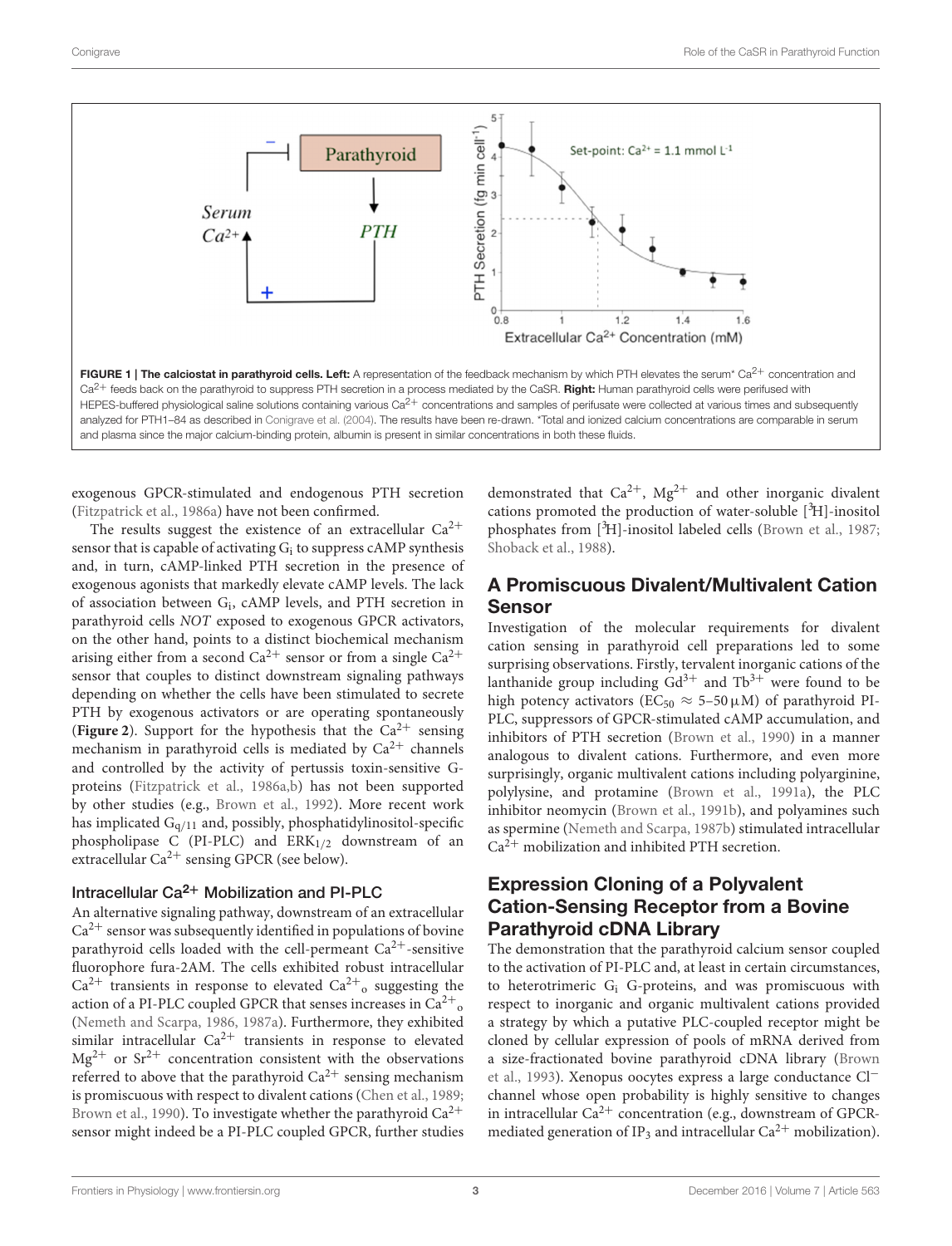**FIGURE 1 | The calciostat in parathyroid cells. Left:** A representation of the feedback mechanism by which PTH elevates the serum* $Ca^{2+}$ concentration and $Ca^{2+}$ feeds back on the parathyroid to suppress PTH secretion in a process mediated by the CaSR. **Right:** Human parathyroid cells were perifused with HEPES-buffered physiological saline solutions containing various $Ca^{2+}$ concentrations and samples of perifusate were collected at various times and subsequently analyzed for PTH1–84 as described in Conigrave et al. (2004). The results have been re-drawn. *Total and ionized calcium concentrations are comparable in serum and plasma since the major calcium-binding protein, albumin is present in similar concentrations in both these fluids.

exogenous GPCR-stimulated and endogenous PTH secretion (Fitzpatrick et al., 1986a) have not been confirmed.

The results suggest the existence of an extracellular $Ca^{2+}$ sensor that is capable of activating $G_i$ to suppress cAMP synthesis and, in turn, cAMP-linked PTH secretion in the presence of exogenous agonists that markedly elevate cAMP levels. The lack of association between $G_i$, cAMP levels, and PTH secretion in parathyroid cells *NOT* exposed to exogenous GPCR activators, on the other hand, points to a distinct biochemical mechanism arising either from a second $Ca^{2+}$ sensor or from a single $Ca^{2+}$ sensor that couples to distinct downstream signaling pathways depending on whether the cells have been stimulated to secrete PTH by exogenous activators or are operating spontaneously (**Figure 2**). Support for the hypothesis that the $Ca^{2+}$ sensing mechanism in parathyroid cells is mediated by $Ca^{2+}$ channels and controlled by the activity of pertussis toxin-sensitive G-proteins (Fitzpatrick et al., 1986a,b) has not been supported by other studies (e.g., Brown et al., 1992). More recent work has implicated $G_{q/11}$ and, possibly, phosphatidylinositol-specific phospholipase C (PI-PLC) and $ERK_{1/2}$ downstream of an extracellular $Ca^{2+}$ sensing GPCR (see below).

### Intracellular $Ca^{2+}$ Mobilization and PI-PLC

An alternative signaling pathway, downstream of an extracellular $Ca^{2+}$ sensor was subsequently identified in populations of bovine parathyroid cells loaded with the cell-permeant $Ca^{2+}$-sensitive fluorophore fura-2AM. The cells exhibited robust intracellular $Ca^{2+}$ transients in response to elevated $Ca^{2+}{}_o$ suggesting the action of a PI-PLC coupled GPCR that senses increases in $Ca^{2+}{}_o$ (Nemeth and Scarpa, 1986, 1987a). Furthermore, they exhibited similar intracellular $Ca^{2+}$ transients in response to elevated $Mg^{2+}$ or $Sr^{2+}$ concentration consistent with the observations referred to above that the parathyroid $Ca^{2+}$ sensing mechanism is promiscuous with respect to divalent cations (Chen et al., 1989; Brown et al., 1990). To investigate whether the parathyroid $Ca^{2+}$ sensor might indeed be a PI-PLC coupled GPCR, further studies demonstrated that $Ca^{2+}$, $Mg^{2+}$ and other inorganic divalent cations promoted the production of water-soluble [$^3$H]-inositol phosphates from [$^3$H]-inositol labeled cells (Brown et al., 1987; Shoback et al., 1988).

## A Promiscuous Divalent/Multivalent Cation Sensor

Investigation of the molecular requirements for divalent cation sensing in parathyroid cell preparations led to some surprising observations. Firstly, tervalent inorganic cations of the lanthanide group including $Gd^{3+}$ and $Tb^{3+}$ were found to be high potency activators ($EC_{50} \approx 5$–$50\,\mu M$) of parathyroid PI-PLC, suppressors of GPCR-stimulated cAMP accumulation, and inhibitors of PTH secretion (Brown et al., 1990) in a manner analogous to divalent cations. Furthermore, and even more surprisingly, organic multivalent cations including polyarginine, polylysine, and protamine (Brown et al., 1991a), the PLC inhibitor neomycin (Brown et al., 1991b), and polyamines such as spermine (Nemeth and Scarpa, 1987b) stimulated intracellular $Ca^{2+}$ mobilization and inhibited PTH secretion.

## Expression Cloning of a Polyvalent Cation-Sensing Receptor from a Bovine Parathyroid cDNA Library

The demonstration that the parathyroid calcium sensor coupled to the activation of PI-PLC and, at least in certain circumstances, to heterotrimeric $G_i$ G-proteins, and was promiscuous with respect to inorganic and organic multivalent cations provided a strategy by which a putative PLC-coupled receptor might be cloned by cellular expression of pools of mRNA derived from a size-fractionated bovine parathyroid cDNA library (Brown et al., 1993). Xenopus oocytes express a large conductance $Cl^-$ channel whose open probability is highly sensitive to changes in intracellular $Ca^{2+}$ concentration (e.g., downstream of GPCR-mediated generation of $IP_3$ and intracellular $Ca^{2+}$ mobilization).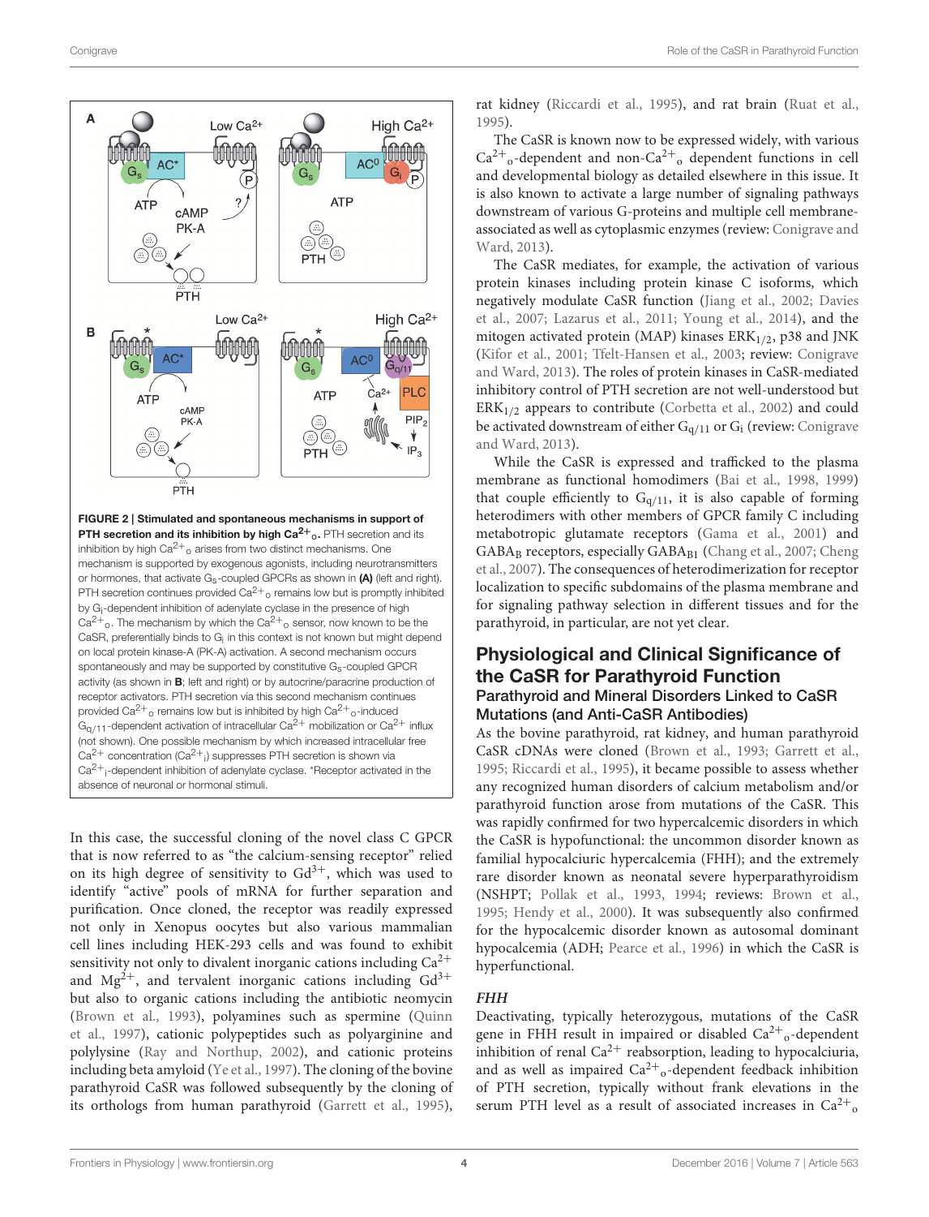**FIGURE 2 | Stimulated and spontaneous mechanisms in support of PTH secretion and its inhibition by high $Ca^{2+}_o$.** PTH secretion and its inhibition by high $Ca^{2+}_o$ arises from two distinct mechanisms. One mechanism is supported by exogenous agonists, including neurotransmitters or hormones, that activate $G_s$-coupled GPCRs as shown in **(A)** (left and right). PTH secretion continues provided $Ca^{2+}_o$ remains low but is promptly inhibited by $G_i$-dependent inhibition of adenylate cyclase in the presence of high $Ca^{2+}_o$. The mechanism by which the $Ca^{2+}_o$ sensor, now known to be the CaSR, preferentially binds to $G_i$ in this context is not known but might depend on local protein kinase-A (PK-A) activation. A second mechanism occurs spontaneously and may be supported by constitutive $G_s$-coupled GPCR activity (as shown in **B**; left and right) or by autocrine/paracrine production of receptor activators. PTH secretion via this second mechanism continues provided $Ca^{2+}_o$ remains low but is inhibited by high $Ca^{2+}_o$-induced $G_{q/11}$-dependent activation of intracellular $Ca^{2+}$ mobilization or $Ca^{2+}$ influx (not shown). One possible mechanism by which increased intracellular free $Ca^{2+}$ concentration ($Ca^{2+}_i$) suppresses PTH secretion is shown via $Ca^{2+}_i$-dependent inhibition of adenylate cyclase. *Receptor activated in the absence of neuronal or hormonal stimuli.

In this case, the successful cloning of the novel class C GPCR that is now referred to as "the calcium-sensing receptor" relied on its high degree of sensitivity to $Gd^{3+}$, which was used to identify "active" pools of mRNA for further separation and purification. Once cloned, the receptor was readily expressed not only in Xenopus oocytes but also various mammalian cell lines including HEK-293 cells and was found to exhibit sensitivity not only to divalent inorganic cations including $Ca^{2+}$ and $Mg^{2+}$, and tervalent inorganic cations including $Gd^{3+}$ but also to organic cations including the antibiotic neomycin (Brown et al., 1993), polyamines such as spermine (Quinn et al., 1997), cationic polypeptides such as polyarginine and polylysine (Ray and Northup, 2002), and cationic proteins including beta amyloid (Ye et al., 1997). The cloning of the bovine parathyroid CaSR was followed subsequently by the cloning of its orthologs from human parathyroid (Garrett et al., 1995), rat kidney (Riccardi et al., 1995), and rat brain (Ruat et al., 1995).

The CaSR is known now to be expressed widely, with various $Ca^{2+}_o$-dependent and non-$Ca^{2+}_o$ dependent functions in cell and developmental biology as detailed elsewhere in this issue. It is also known to activate a large number of signaling pathways downstream of various G-proteins and multiple cell membrane-associated as well as cytoplasmic enzymes (review: Conigrave and Ward, 2013).

The CaSR mediates, for example, the activation of various protein kinases including protein kinase C isoforms, which negatively modulate CaSR function (Jiang et al., 2002; Davies et al., 2007; Lazarus et al., 2011; Young et al., 2014), and the mitogen activated protein (MAP) kinases $ERK_{1/2}$, p38 and JNK (Kifor et al., 2001; Tfelt-Hansen et al., 2003; review: Conigrave and Ward, 2013). The roles of protein kinases in CaSR-mediated inhibitory control of PTH secretion are not well-understood but $ERK_{1/2}$ appears to contribute (Corbetta et al., 2002) and could be activated downstream of either $G_{q/11}$ or $G_i$ (review: Conigrave and Ward, 2013).

While the CaSR is expressed and trafficked to the plasma membrane as functional homodimers (Bai et al., 1998, 1999) that couple efficiently to $G_{q/11}$, it is also capable of forming heterodimers with other members of GPCR family C including metabotropic glutamate receptors (Gama et al., 2001) and $GABA_B$ receptors, especially $GABA_{B1}$ (Chang et al., 2007; Cheng et al., 2007). The consequences of heterodimerization for receptor localization to specific subdomains of the plasma membrane and for signaling pathway selection in different tissues and for the parathyroid, in particular, are not yet clear.

## Physiological and Clinical Significance of the CaSR for Parathyroid Function

### Parathyroid and Mineral Disorders Linked to CaSR Mutations (and Anti-CaSR Antibodies)

As the bovine parathyroid, rat kidney, and human parathyroid CaSR cDNAs were cloned (Brown et al., 1993; Garrett et al., 1995; Riccardi et al., 1995), it became possible to assess whether any recognized human disorders of calcium metabolism and/or parathyroid function arose from mutations of the CaSR. This was rapidly confirmed for two hypercalcemic disorders in which the CaSR is hypofunctional: the uncommon disorder known as familial hypocalciuric hypercalcemia (FHH); and the extremely rare disorder known as neonatal severe hyperparathyroidism (NSHPT; Pollak et al., 1993, 1994; reviews: Brown et al., 1995; Hendy et al., 2000). It was subsequently also confirmed for the hypocalcemic disorder known as autosomal dominant hypocalcemia (ADH; Pearce et al., 1996) in which the CaSR is hyperfunctional.

#### *FHH*

Deactivating, typically heterozygous, mutations of the CaSR gene in FHH result in impaired or disabled $Ca^{2+}_o$-dependent inhibition of renal $Ca^{2+}$ reabsorption, leading to hypocalciuria, and as well as impaired $Ca^{2+}_o$-dependent feedback inhibition of PTH secretion, typically without frank elevations in the serum PTH level as a result of associated increases in $Ca^{2+}_o$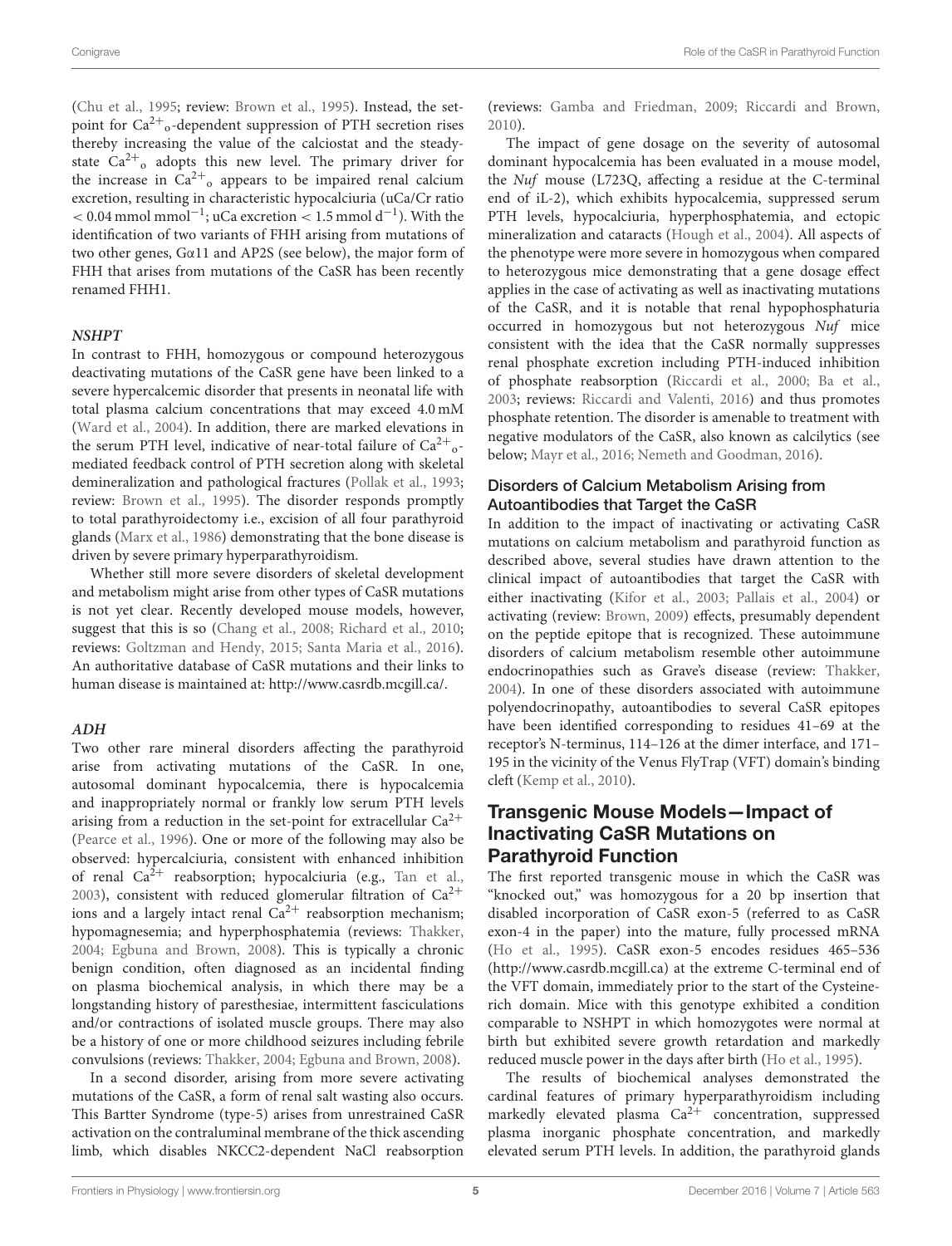(Chu et al., 1995; review: Brown et al., 1995). Instead, the set-point for $Ca^{2+}{}_o$-dependent suppression of PTH secretion rises thereby increasing the value of the calciostat and the steady-state $Ca^{2+}{}_o$ adopts this new level. The primary driver for the increase in $Ca^{2+}{}_o$ appears to be impaired renal calcium excretion, resulting in characteristic hypocalciuria (uCa/Cr ratio $< 0.04$ mmol mmol$^{-1}$; uCa excretion $< 1.5$ mmol d$^{-1}$). With the identification of two variants of FHH arising from mutations of two other genes, Gα11 and AP2S (see below), the major form of FHH that arises from mutations of the CaSR has been recently renamed FHH1.

#### *NSHPT*

In contrast to FHH, homozygous or compound heterozygous deactivating mutations of the CaSR gene have been linked to a severe hypercalcemic disorder that presents in neonatal life with total plasma calcium concentrations that may exceed 4.0 mM (Ward et al., 2004). In addition, there are marked elevations in the serum PTH level, indicative of near-total failure of $Ca^{2+}{}_o$-mediated feedback control of PTH secretion along with skeletal demineralization and pathological fractures (Pollak et al., 1993; review: Brown et al., 1995). The disorder responds promptly to total parathyroidectomy i.e., excision of all four parathyroid glands (Marx et al., 1986) demonstrating that the bone disease is driven by severe primary hyperparathyroidism.

Whether still more severe disorders of skeletal development and metabolism might arise from other types of CaSR mutations is not yet clear. Recently developed mouse models, however, suggest that this is so (Chang et al., 2008; Richard et al., 2010; reviews: Goltzman and Hendy, 2015; Santa Maria et al., 2016). An authoritative database of CaSR mutations and their links to human disease is maintained at: http://www.casrdb.mcgill.ca/.

#### *ADH*

Two other rare mineral disorders affecting the parathyroid arise from activating mutations of the CaSR. In one, autosomal dominant hypocalcemia, there is hypocalcemia and inappropriately normal or frankly low serum PTH levels arising from a reduction in the set-point for extracellular $Ca^{2+}$ (Pearce et al., 1996). One or more of the following may also be observed: hypercalciuria, consistent with enhanced inhibition of renal $Ca^{2+}$ reabsorption; hypocalciuria (e.g., Tan et al., 2003), consistent with reduced glomerular filtration of $Ca^{2+}$ ions and a largely intact renal $Ca^{2+}$ reabsorption mechanism; hypomagnesemia; and hyperphosphatemia (reviews: Thakker, 2004; Egbuna and Brown, 2008). This is typically a chronic benign condition, often diagnosed as an incidental finding on plasma biochemical analysis, in which there may be a longstanding history of paresthesiae, intermittent fasciculations and/or contractions of isolated muscle groups. There may also be a history of one or more childhood seizures including febrile convulsions (reviews: Thakker, 2004; Egbuna and Brown, 2008).

In a second disorder, arising from more severe activating mutations of the CaSR, a form of renal salt wasting also occurs. This Bartter Syndrome (type-5) arises from unrestrained CaSR activation on the contraluminal membrane of the thick ascending limb, which disables NKCC2-dependent NaCl reabsorption (reviews: Gamba and Friedman, 2009; Riccardi and Brown, 2010).

The impact of gene dosage on the severity of autosomal dominant hypocalcemia has been evaluated in a mouse model, the *Nuf* mouse (L723Q, affecting a residue at the C-terminal end of iL-2), which exhibits hypocalcemia, suppressed serum PTH levels, hypocalciuria, hyperphosphatemia, and ectopic mineralization and cataracts (Hough et al., 2004). All aspects of the phenotype were more severe in homozygous when compared to heterozygous mice demonstrating that a gene dosage effect applies in the case of activating as well as inactivating mutations of the CaSR, and it is notable that renal hypophosphaturia occurred in homozygous but not heterozygous *Nuf* mice consistent with the idea that the CaSR normally suppresses renal phosphate excretion including PTH-induced inhibition of phosphate reabsorption (Riccardi et al., 2000; Ba et al., 2003; reviews: Riccardi and Valenti, 2016) and thus promotes phosphate retention. The disorder is amenable to treatment with negative modulators of the CaSR, also known as calcilytics (see below; Mayr et al., 2016; Nemeth and Goodman, 2016).

### Disorders of Calcium Metabolism Arising from Autoantibodies that Target the CaSR

In addition to the impact of inactivating or activating CaSR mutations on calcium metabolism and parathyroid function as described above, several studies have drawn attention to the clinical impact of autoantibodies that target the CaSR with either inactivating (Kifor et al., 2003; Pallais et al., 2004) or activating (review: Brown, 2009) effects, presumably dependent on the peptide epitope that is recognized. These autoimmune disorders of calcium metabolism resemble other autoimmune endocrinopathies such as Grave's disease (review: Thakker, 2004). In one of these disorders associated with autoimmune polyendocrinopathy, autoantibodies to several CaSR epitopes have been identified corresponding to residues 41–69 at the receptor's N-terminus, 114–126 at the dimer interface, and 171–195 in the vicinity of the Venus FlyTrap (VFT) domain's binding cleft (Kemp et al., 2010).

## Transgenic Mouse Models—Impact of Inactivating CaSR Mutations on Parathyroid Function

The first reported transgenic mouse in which the CaSR was "knocked out," was homozygous for a 20 bp insertion that disabled incorporation of CaSR exon-5 (referred to as CaSR exon-4 in the paper) into the mature, fully processed mRNA (Ho et al., 1995). CaSR exon-5 encodes residues 465–536 (http://www.casrdb.mcgill.ca) at the extreme C-terminal end of the VFT domain, immediately prior to the start of the Cysteine-rich domain. Mice with this genotype exhibited a condition comparable to NSHPT in which homozygotes were normal at birth but exhibited severe growth retardation and markedly reduced muscle power in the days after birth (Ho et al., 1995).

The results of biochemical analyses demonstrated the cardinal features of primary hyperparathyroidism including markedly elevated plasma $Ca^{2+}$ concentration, suppressed plasma inorganic phosphate concentration, and markedly elevated serum PTH levels. In addition, the parathyroid glands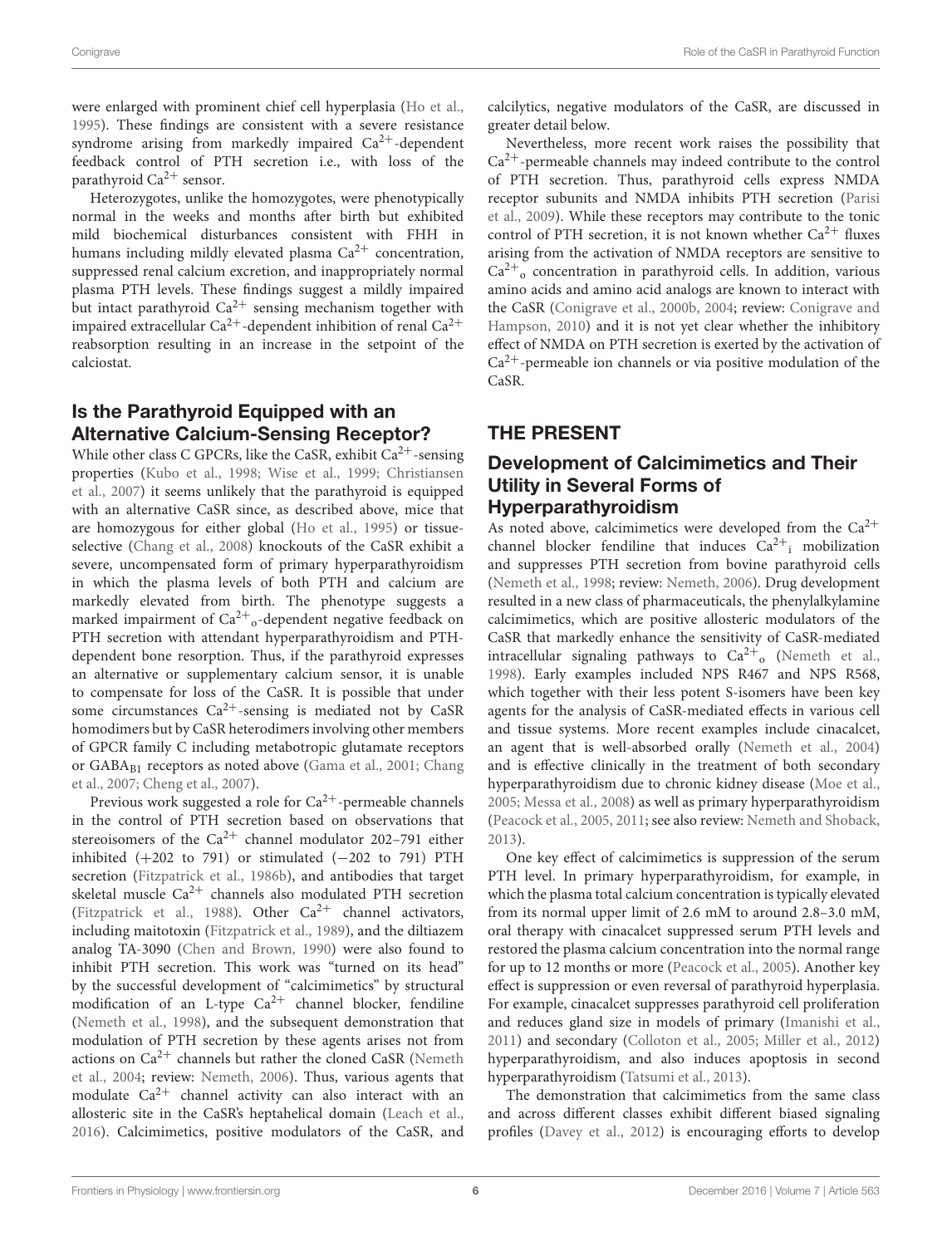were enlarged with prominent chief cell hyperplasia (Ho et al., 1995). These findings are consistent with a severe resistance syndrome arising from markedly impaired $Ca^{2+}$-dependent feedback control of PTH secretion i.e., with loss of the parathyroid $Ca^{2+}$ sensor.

Heterozygotes, unlike the homozygotes, were phenotypically normal in the weeks and months after birth but exhibited mild biochemical disturbances consistent with FHH in humans including mildly elevated plasma $Ca^{2+}$ concentration, suppressed renal calcium excretion, and inappropriately normal plasma PTH levels. These findings suggest a mildly impaired but intact parathyroid $Ca^{2+}$ sensing mechanism together with impaired extracellular $Ca^{2+}$-dependent inhibition of renal $Ca^{2+}$ reabsorption resulting in an increase in the setpoint of the calciostat.

### Is the Parathyroid Equipped with an Alternative Calcium-Sensing Receptor?

While other class C GPCRs, like the CaSR, exhibit $Ca^{2+}$-sensing properties (Kubo et al., 1998; Wise et al., 1999; Christiansen et al., 2007) it seems unlikely that the parathyroid is equipped with an alternative CaSR since, as described above, mice that are homozygous for either global (Ho et al., 1995) or tissue-selective (Chang et al., 2008) knockouts of the CaSR exhibit a severe, uncompensated form of primary hyperparathyroidism in which the plasma levels of both PTH and calcium are markedly elevated from birth. The phenotype suggests a marked impairment of $Ca^{2+}{}_o$-dependent negative feedback on PTH secretion with attendant hyperparathyroidism and PTH-dependent bone resorption. Thus, if the parathyroid expresses an alternative or supplementary calcium sensor, it is unable to compensate for loss of the CaSR. It is possible that under some circumstances $Ca^{2+}$-sensing is mediated not by CaSR homodimers but by CaSR heterodimers involving other members of GPCR family C including metabotropic glutamate receptors or $GABA_{B1}$ receptors as noted above (Gama et al., 2001; Chang et al., 2007; Cheng et al., 2007).

Previous work suggested a role for $Ca^{2+}$-permeable channels in the control of PTH secretion based on observations that stereoisomers of the $Ca^{2+}$ channel modulator 202–791 either inhibited (+202 to 791) or stimulated (−202 to 791) PTH secretion (Fitzpatrick et al., 1986b), and antibodies that target skeletal muscle $Ca^{2+}$ channels also modulated PTH secretion (Fitzpatrick et al., 1988). Other $Ca^{2+}$ channel activators, including maitotoxin (Fitzpatrick et al., 1989), and the diltiazem analog TA-3090 (Chen and Brown, 1990) were also found to inhibit PTH secretion. This work was "turned on its head" by the successful development of "calcimimetics" by structural modification of an L-type $Ca^{2+}$ channel blocker, fendiline (Nemeth et al., 1998), and the subsequent demonstration that modulation of PTH secretion by these agents arises not from actions on $Ca^{2+}$ channels but rather the cloned CaSR (Nemeth et al., 2004; review: Nemeth, 2006). Thus, various agents that modulate $Ca^{2+}$ channel activity can also interact with an allosteric site in the CaSR's heptahelical domain (Leach et al., 2016). Calcimimetics, positive modulators of the CaSR, and calcilytics, negative modulators of the CaSR, are discussed in greater detail below.

Nevertheless, more recent work raises the possibility that $Ca^{2+}$-permeable channels may indeed contribute to the control of PTH secretion. Thus, parathyroid cells express NMDA receptor subunits and NMDA inhibits PTH secretion (Parisi et al., 2009). While these receptors may contribute to the tonic control of PTH secretion, it is not known whether $Ca^{2+}$ fluxes arising from the activation of NMDA receptors are sensitive to $Ca^{2+}{}_o$ concentration in parathyroid cells. In addition, various amino acids and amino acid analogs are known to interact with the CaSR (Conigrave et al., 2000b, 2004; review: Conigrave and Hampson, 2010) and it is not yet clear whether the inhibitory effect of NMDA on PTH secretion is exerted by the activation of $Ca^{2+}$-permeable ion channels or via positive modulation of the CaSR.

## THE PRESENT

### Development of Calcimimetics and Their Utility in Several Forms of Hyperparathyroidism

As noted above, calcimimetics were developed from the $Ca^{2+}$ channel blocker fendiline that induces $Ca^{2+}{}_i$ mobilization and suppresses PTH secretion from bovine parathyroid cells (Nemeth et al., 1998; review: Nemeth, 2006). Drug development resulted in a new class of pharmaceuticals, the phenylalkylamine calcimimetics, which are positive allosteric modulators of the CaSR that markedly enhance the sensitivity of CaSR-mediated intracellular signaling pathways to $Ca^{2+}{}_o$ (Nemeth et al., 1998). Early examples included NPS R467 and NPS R568, which together with their less potent S-isomers have been key agents for the analysis of CaSR-mediated effects in various cell and tissue systems. More recent examples include cinacalcet, an agent that is well-absorbed orally (Nemeth et al., 2004) and is effective clinically in the treatment of both secondary hyperparathyroidism due to chronic kidney disease (Moe et al., 2005; Messa et al., 2008) as well as primary hyperparathyroidism (Peacock et al., 2005, 2011; see also review: Nemeth and Shoback, 2013).

One key effect of calcimimetics is suppression of the serum PTH level. In primary hyperparathyroidism, for example, in which the plasma total calcium concentration is typically elevated from its normal upper limit of 2.6 mM to around 2.8–3.0 mM, oral therapy with cinacalcet suppressed serum PTH levels and restored the plasma calcium concentration into the normal range for up to 12 months or more (Peacock et al., 2005). Another key effect is suppression or even reversal of parathyroid hyperplasia. For example, cinacalcet suppresses parathyroid cell proliferation and reduces gland size in models of primary (Imanishi et al., 2011) and secondary (Colloton et al., 2005; Miller et al., 2012) hyperparathyroidism, and also induces apoptosis in second hyperparathyroidism (Tatsumi et al., 2013).

The demonstration that calcimimetics from the same class and across different classes exhibit different biased signaling profiles (Davey et al., 2012) is encouraging efforts to develop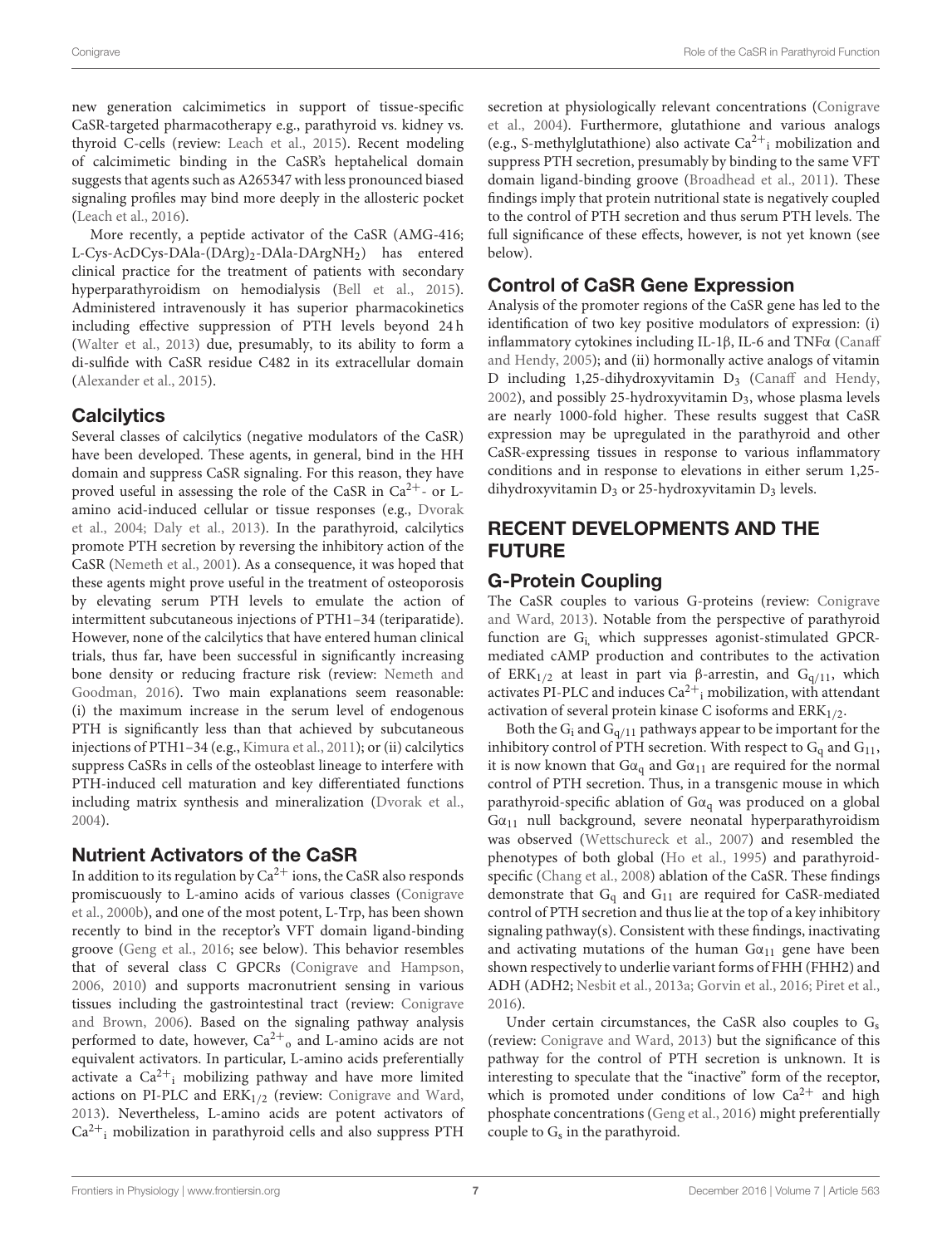new generation calcimimetics in support of tissue-specific CaSR-targeted pharmacotherapy e.g., parathyroid vs. kidney vs. thyroid C-cells (review: Leach et al., 2015). Recent modeling of calcimimetic binding in the CaSR's heptahelical domain suggests that agents such as A265347 with less pronounced biased signaling profiles may bind more deeply in the allosteric pocket (Leach et al., 2016).

More recently, a peptide activator of the CaSR (AMG-416; L-Cys-AcDCys-DAla-$(DArg)_2$-DAla-$DArgNH_2$) has entered clinical practice for the treatment of patients with secondary hyperparathyroidism on hemodialysis (Bell et al., 2015). Administered intravenously it has superior pharmacokinetics including effective suppression of PTH levels beyond 24 h (Walter et al., 2013) due, presumably, to its ability to form a di-sulfide with CaSR residue C482 in its extracellular domain (Alexander et al., 2015).

## Calcilytics

Several classes of calcilytics (negative modulators of the CaSR) have been developed. These agents, in general, bind in the HH domain and suppress CaSR signaling. For this reason, they have proved useful in assessing the role of the CaSR in $Ca^{2+}$- or L-amino acid-induced cellular or tissue responses (e.g., Dvorak et al., 2004; Daly et al., 2013). In the parathyroid, calcilytics promote PTH secretion by reversing the inhibitory action of the CaSR (Nemeth et al., 2001). As a consequence, it was hoped that these agents might prove useful in the treatment of osteoporosis by elevating serum PTH levels to emulate the action of intermittent subcutaneous injections of PTH1–34 (teriparatide). However, none of the calcilytics that have entered human clinical trials, thus far, have been successful in significantly increasing bone density or reducing fracture risk (review: Nemeth and Goodman, 2016). Two main explanations seem reasonable: (i) the maximum increase in the serum level of endogenous PTH is significantly less than that achieved by subcutaneous injections of PTH1–34 (e.g., Kimura et al., 2011); or (ii) calcilytics suppress CaSRs in cells of the osteoblast lineage to interfere with PTH-induced cell maturation and key differentiated functions including matrix synthesis and mineralization (Dvorak et al., 2004).

## Nutrient Activators of the CaSR

In addition to its regulation by $Ca^{2+}$ ions, the CaSR also responds promiscuously to L-amino acids of various classes (Conigrave et al., 2000b), and one of the most potent, L-Trp, has been shown recently to bind in the receptor's VFT domain ligand-binding groove (Geng et al., 2016; see below). This behavior resembles that of several class C GPCRs (Conigrave and Hampson, 2006, 2010) and supports macronutrient sensing in various tissues including the gastrointestinal tract (review: Conigrave and Brown, 2006). Based on the signaling pathway analysis performed to date, however, $Ca^{2+}_o$ and L-amino acids are not equivalent activators. In particular, L-amino acids preferentially activate a $Ca^{2+}_i$ mobilizing pathway and have more limited actions on PI-PLC and $ERK_{1/2}$ (review: Conigrave and Ward, 2013). Nevertheless, L-amino acids are potent activators of $Ca^{2+}_i$ mobilization in parathyroid cells and also suppress PTH secretion at physiologically relevant concentrations (Conigrave et al., 2004). Furthermore, glutathione and various analogs (e.g., S-methylglutathione) also activate $Ca^{2+}_i$ mobilization and suppress PTH secretion, presumably by binding to the same VFT domain ligand-binding groove (Broadhead et al., 2011). These findings imply that protein nutritional state is negatively coupled to the control of PTH secretion and thus serum PTH levels. The full significance of these effects, however, is not yet known (see below).

## Control of CaSR Gene Expression

Analysis of the promoter regions of the CaSR gene has led to the identification of two key positive modulators of expression: (i) inflammatory cytokines including IL-1β, IL-6 and TNFα (Canaff and Hendy, 2005); and (ii) hormonally active analogs of vitamin D including 1,25-dihydroxyvitamin $D_3$ (Canaff and Hendy, 2002), and possibly 25-hydroxyvitamin $D_3$, whose plasma levels are nearly 1000-fold higher. These results suggest that CaSR expression may be upregulated in the parathyroid and other CaSR-expressing tissues in response to various inflammatory conditions and in response to elevations in either serum 1,25-dihydroxyvitamin $D_3$ or 25-hydroxyvitamin $D_3$ levels.

# RECENT DEVELOPMENTS AND THE FUTURE

## G-Protein Coupling

The CaSR couples to various G-proteins (review: Conigrave and Ward, 2013). Notable from the perspective of parathyroid function are $G_i$, which suppresses agonist-stimulated GPCR-mediated cAMP production and contributes to the activation of $ERK_{1/2}$ at least in part via β-arrestin, and $G_{q/11}$, which activates PI-PLC and induces $Ca^{2+}_i$ mobilization, with attendant activation of several protein kinase C isoforms and $ERK_{1/2}$.

Both the $G_i$ and $G_{q/11}$ pathways appear to be important for the inhibitory control of PTH secretion. With respect to $G_q$ and $G_{11}$, it is now known that $G\alpha_q$ and $G\alpha_{11}$ are required for the normal control of PTH secretion. Thus, in a transgenic mouse in which parathyroid-specific ablation of $G\alpha_q$ was produced on a global $G\alpha_{11}$ null background, severe neonatal hyperparathyroidism was observed (Wettschureck et al., 2007) and resembled the phenotypes of both global (Ho et al., 1995) and parathyroid-specific (Chang et al., 2008) ablation of the CaSR. These findings demonstrate that $G_q$ and $G_{11}$ are required for CaSR-mediated control of PTH secretion and thus lie at the top of a key inhibitory signaling pathway(s). Consistent with these findings, inactivating and activating mutations of the human $G\alpha_{11}$ gene have been shown respectively to underlie variant forms of FHH (FHH2) and ADH (ADH2; Nesbit et al., 2013a; Gorvin et al., 2016; Piret et al., 2016).

Under certain circumstances, the CaSR also couples to $G_s$ (review: Conigrave and Ward, 2013) but the significance of this pathway for the control of PTH secretion is unknown. It is interesting to speculate that the "inactive" form of the receptor, which is promoted under conditions of low $Ca^{2+}$ and high phosphate concentrations (Geng et al., 2016) might preferentially couple to $G_s$ in the parathyroid.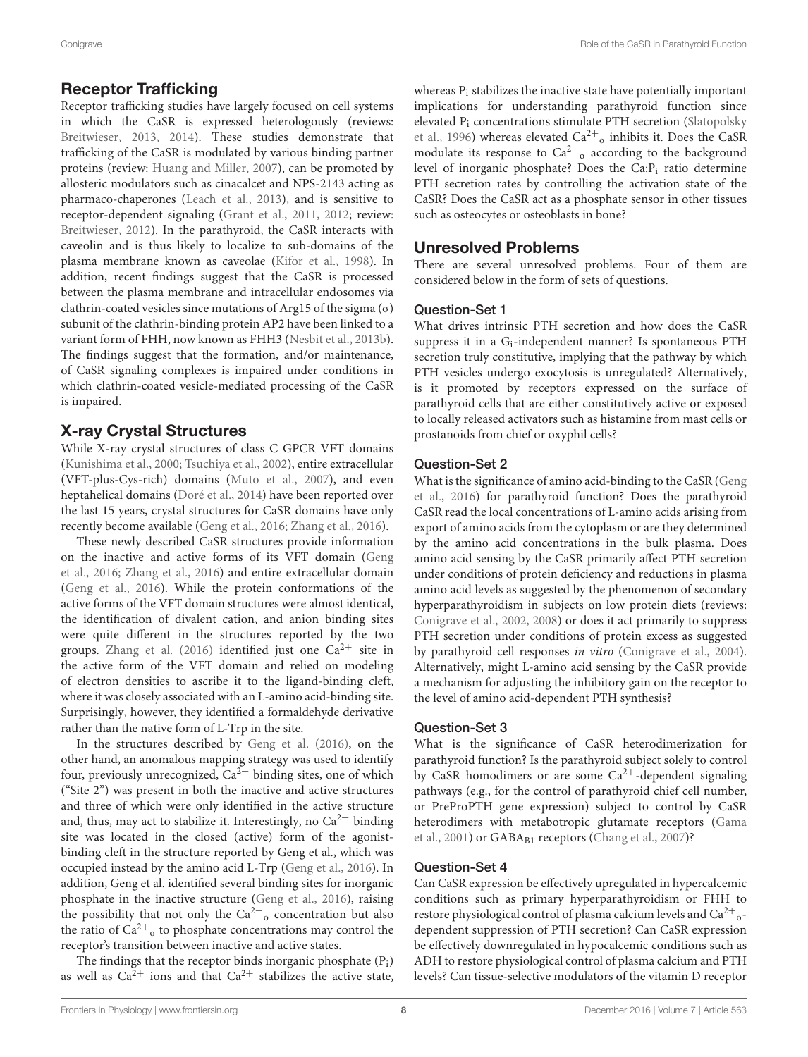## Receptor Trafficking

Receptor trafficking studies have largely focused on cell systems in which the CaSR is expressed heterologously (reviews: Breitwieser, 2013, 2014). These studies demonstrate that trafficking of the CaSR is modulated by various binding partner proteins (review: Huang and Miller, 2007), can be promoted by allosteric modulators such as cinacalcet and NPS-2143 acting as pharmaco-chaperones (Leach et al., 2013), and is sensitive to receptor-dependent signaling (Grant et al., 2011, 2012; review: Breitwieser, 2012). In the parathyroid, the CaSR interacts with caveolin and is thus likely to localize to sub-domains of the plasma membrane known as caveolae (Kifor et al., 1998). In addition, recent findings suggest that the CaSR is processed between the plasma membrane and intracellular endosomes via clathrin-coated vesicles since mutations of Arg15 of the sigma (σ) subunit of the clathrin-binding protein AP2 have been linked to a variant form of FHH, now known as FHH3 (Nesbit et al., 2013b). The findings suggest that the formation, and/or maintenance, of CaSR signaling complexes is impaired under conditions in which clathrin-coated vesicle-mediated processing of the CaSR is impaired.

## X-ray Crystal Structures

While X-ray crystal structures of class C GPCR VFT domains (Kunishima et al., 2000; Tsuchiya et al., 2002), entire extracellular (VFT-plus-Cys-rich) domains (Muto et al., 2007), and even heptahelical domains (Doré et al., 2014) have been reported over the last 15 years, crystal structures for CaSR domains have only recently become available (Geng et al., 2016; Zhang et al., 2016).

These newly described CaSR structures provide information on the inactive and active forms of its VFT domain (Geng et al., 2016; Zhang et al., 2016) and entire extracellular domain (Geng et al., 2016). While the protein conformations of the active forms of the VFT domain structures were almost identical, the identification of divalent cation, and anion binding sites were quite different in the structures reported by the two groups. Zhang et al. (2016) identified just one $Ca^{2+}$ site in the active form of the VFT domain and relied on modeling of electron densities to ascribe it to the ligand-binding cleft, where it was closely associated with an L-amino acid-binding site. Surprisingly, however, they identified a formaldehyde derivative rather than the native form of L-Trp in the site.

In the structures described by Geng et al. (2016), on the other hand, an anomalous mapping strategy was used to identify four, previously unrecognized, $Ca^{2+}$ binding sites, one of which ("Site 2") was present in both the inactive and active structures and three of which were only identified in the active structure and, thus, may act to stabilize it. Interestingly, no $Ca^{2+}$ binding site was located in the closed (active) form of the agonist-binding cleft in the structure reported by Geng et al., which was occupied instead by the amino acid L-Trp (Geng et al., 2016). In addition, Geng et al. identified several binding sites for inorganic phosphate in the inactive structure (Geng et al., 2016), raising the possibility that not only the $Ca^{2+}{}_o$ concentration but also the ratio of $Ca^{2+}{}_o$ to phosphate concentrations may control the receptor's transition between inactive and active states.

The findings that the receptor binds inorganic phosphate ($P_i$) as well as $Ca^{2+}$ ions and that $Ca^{2+}$ stabilizes the active state, whereas $P_i$ stabilizes the inactive state have potentially important implications for understanding parathyroid function since elevated $P_i$ concentrations stimulate PTH secretion (Slatopolsky et al., 1996) whereas elevated $Ca^{2+}{}_o$ inhibits it. Does the CaSR modulate its response to $Ca^{2+}{}_o$ according to the background level of inorganic phosphate? Does the Ca:$P_i$ ratio determine PTH secretion rates by controlling the activation state of the CaSR? Does the CaSR act as a phosphate sensor in other tissues such as osteocytes or osteoblasts in bone?

## Unresolved Problems

There are several unresolved problems. Four of them are considered below in the form of sets of questions.

### Question-Set 1

What drives intrinsic PTH secretion and how does the CaSR suppress it in a $G_i$-independent manner? Is spontaneous PTH secretion truly constitutive, implying that the pathway by which PTH vesicles undergo exocytosis is unregulated? Alternatively, is it promoted by receptors expressed on the surface of parathyroid cells that are either constitutively active or exposed to locally released activators such as histamine from mast cells or prostanoids from chief or oxyphil cells?

### Question-Set 2

What is the significance of amino acid-binding to the CaSR (Geng et al., 2016) for parathyroid function? Does the parathyroid CaSR read the local concentrations of L-amino acids arising from export of amino acids from the cytoplasm or are they determined by the amino acid concentrations in the bulk plasma. Does amino acid sensing by the CaSR primarily affect PTH secretion under conditions of protein deficiency and reductions in plasma amino acid levels as suggested by the phenomenon of secondary hyperparathyroidism in subjects on low protein diets (reviews: Conigrave et al., 2002, 2008) or does it act primarily to suppress PTH secretion under conditions of protein excess as suggested by parathyroid cell responses *in vitro* (Conigrave et al., 2004). Alternatively, might L-amino acid sensing by the CaSR provide a mechanism for adjusting the inhibitory gain on the receptor to the level of amino acid-dependent PTH synthesis?

### Question-Set 3

What is the significance of CaSR heterodimerization for parathyroid function? Is the parathyroid subject solely to control by CaSR homodimers or are some $Ca^{2+}$-dependent signaling pathways (e.g., for the control of parathyroid chief cell number, or PreProPTH gene expression) subject to control by CaSR heterodimers with metabotropic glutamate receptors (Gama et al., 2001) or $GABA_{B1}$ receptors (Chang et al., 2007)?

### Question-Set 4

Can CaSR expression be effectively upregulated in hypercalcemic conditions such as primary hyperparathyroidism or FHH to restore physiological control of plasma calcium levels and $Ca^{2+}{}_o$-dependent suppression of PTH secretion? Can CaSR expression be effectively downregulated in hypocalcemic conditions such as ADH to restore physiological control of plasma calcium and PTH levels? Can tissue-selective modulators of the vitamin D receptor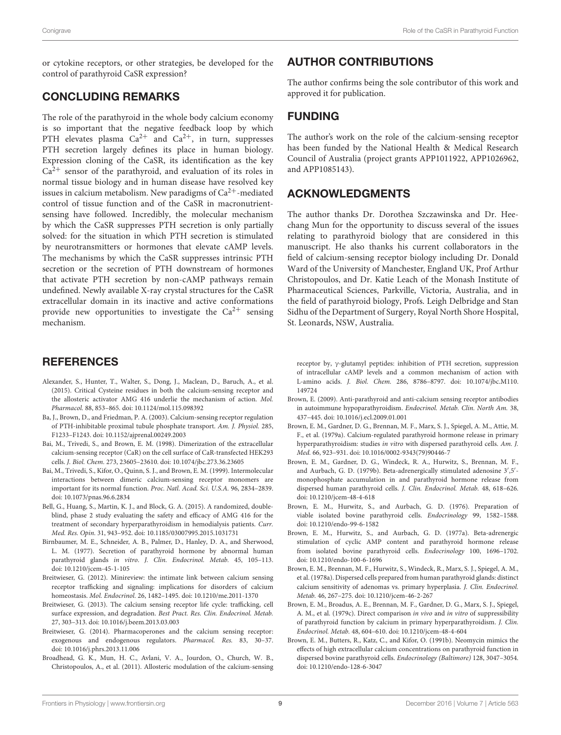or cytokine receptors, or other strategies, be developed for the control of parathyroid CaSR expression?

## CONCLUDING REMARKS

The role of the parathyroid in the whole body calcium economy is so important that the negative feedback loop by which PTH elevates plasma $Ca^{2+}$ and $Ca^{2+}$, in turn, suppresses PTH secretion largely defines its place in human biology. Expression cloning of the CaSR, its identification as the key $Ca^{2+}$ sensor of the parathyroid, and evaluation of its roles in normal tissue biology and in human disease have resolved key issues in calcium metabolism. New paradigms of $Ca^{2+}$-mediated control of tissue function and of the CaSR in macronutrient-sensing have followed. Incredibly, the molecular mechanism by which the CaSR suppresses PTH secretion is only partially solved: for the situation in which PTH secretion is stimulated by neurotransmitters or hormones that elevate cAMP levels. The mechanisms by which the CaSR suppresses intrinsic PTH secretion or the secretion of PTH downstream of hormones that activate PTH secretion by non-cAMP pathways remain undefined. Newly available X-ray crystal structures for the CaSR extracellular domain in its inactive and active conformations provide new opportunities to investigate the $Ca^{2+}$ sensing mechanism.

## AUTHOR CONTRIBUTIONS

The author confirms being the sole contributor of this work and approved it for publication.

## FUNDING

The author's work on the role of the calcium-sensing receptor has been funded by the National Health & Medical Research Council of Australia (project grants APP1011922, APP1026962, and APP1085143).

## ACKNOWLEDGMENTS

The author thanks Dr. Dorothea Szczawinska and Dr. Hee-chang Mun for the opportunity to discuss several of the issues relating to parathyroid biology that are considered in this manuscript. He also thanks his current collaborators in the field of calcium-sensing receptor biology including Dr. Donald Ward of the University of Manchester, England UK, Prof Arthur Christopoulos, and Dr. Katie Leach of the Monash Institute of Pharmaceutical Sciences, Parkville, Victoria, Australia, and in the field of parathyroid biology, Profs. Leigh Delbridge and Stan Sidhu of the Department of Surgery, Royal North Shore Hospital, St. Leonards, NSW, Australia.

## REFERENCES

Alexander, S., Hunter, T., Walter, S., Dong, J., Maclean, D., Baruch, A., et al. (2015). Critical Cysteine residues in both the calcium-sensing receptor and the allosteric activator AMG 416 underlie the mechanism of action. *Mol. Pharmacol.* 88, 853–865. doi: 10.1124/mol.115.098392

Ba, J., Brown, D., and Friedman, P. A. (2003). Calcium-sensing receptor regulation of PTH-inhibitable proximal tubule phosphate transport. *Am. J. Physiol.* 285, F1233–F1243. doi: 10.1152/ajprenal.00249.2003

Bai, M., Trivedi, S., and Brown, E. M. (1998). Dimerization of the extracellular calcium-sensing receptor (CaR) on the cell surface of CaR-transfected HEK293 cells. *J. Biol. Chem.* 273, 23605–23610. doi: 10.1074/jbc.273.36.23605

Bai, M., Trivedi, S., Kifor, O., Quinn, S. J., and Brown, E. M. (1999). Intermolecular interactions between dimeric calcium-sensing receptor monomers are important for its normal function. *Proc. Natl. Acad. Sci. U.S.A.* 96, 2834–2839. doi: 10.1073/pnas.96.6.2834

Bell, G., Huang, S., Martin, K. J., and Block, G. A. (2015). A randomized, double-blind, phase 2 study evaluating the safety and efficacy of AMG 416 for the treatment of secondary hyperparathyroidism in hemodialysis patients. *Curr. Med. Res. Opin.* 31, 943–952. doi: 10.1185/03007995.2015.1031731

Birnbaumer, M. E., Schneider, A. B., Palmer, D., Hanley, D. A., and Sherwood, L. M. (1977). Secretion of parathyroid hormone by abnormal human parathyroid glands *in vitro*. *J. Clin. Endocrinol. Metab.* 45, 105–113. doi: 10.1210/jcem-45-1-105

Breitwieser, G. (2012). Minireview: the intimate link between calcium sensing receptor trafficking and signaling: implications for disorders of calcium homeostasis. *Mol. Endocrinol.* 26, 1482–1495. doi: 10.1210/me.2011-1370

Breitwieser, G. (2013). The calcium sensing receptor life cycle: trafficking, cell surface expression, and degradation. *Best Pract. Res. Clin. Endocrinol. Metab.* 27, 303–313. doi: 10.1016/j.beem.2013.03.003

Breitwieser, G. (2014). Pharmacoperones and the calcium sensing receptor: exogenous and endogenous regulators. *Pharmacol. Res.* 83, 30–37. doi: 10.1016/j.phrs.2013.11.006

Broadhead, G. K., Mun, H. C., Avlani, V. A., Jourdon, O., Church, W. B., Christopoulos, A., et al. (2011). Allosteric modulation of the calcium-sensing receptor by, γ-glutamyl peptides: inhibition of PTH secretion, suppression of intracellular cAMP levels and a common mechanism of action with L-amino acids. *J. Biol. Chem.* 286, 8786–8797. doi: 10.1074/jbc.M110.149724

Brown, E. (2009). Anti-parathyroid and anti-calcium sensing receptor antibodies in autoimmune hypoparathyroidism. *Endocrinol. Metab. Clin. North Am.* 38, 437–445. doi: 10.1016/j.ecl.2009.01.001

Brown, E. M., Gardner, D. G., Brennan, M. F., Marx, S. J., Spiegel, A. M., Attie, M. F., et al. (1979a). Calcium-regulated parathyroid hormone release in primary hyperparathyroidism: studies *in vitro* with dispersed parathyroid cells. *Am. J. Med.* 66, 923–931. doi: 10.1016/0002-9343(79)90446-7

Brown, E. M., Gardner, D. G., Windeck, R. A., Hurwitz, S., Brennan, M. F., and Aurbach, G. D. (1979b). Beta-adrenergically stimulated adenosine 3′,5′-monophosphate accumulation in and parathyroid hormone release from dispersed human parathyroid cells. *J. Clin. Endocrinol. Metab.* 48, 618–626. doi: 10.1210/jcem-48-4-618

Brown, E. M., Hurwitz, S., and Aurbach, G. D. (1976). Preparation of viable isolated bovine parathyroid cells. *Endocrinology* 99, 1582–1588. doi: 10.1210/endo-99-6-1582

Brown, E. M., Hurwitz, S., and Aurbach, G. D. (1977a). Beta-adrenergic stimulation of cyclic AMP content and parathyroid hormone release from isolated bovine parathyroid cells. *Endocrinology* 100, 1696–1702. doi: 10.1210/endo-100-6-1696

Brown, E. M., Brennan, M. F., Hurwitz, S., Windeck, R., Marx, S. J., Spiegel, A. M., et al. (1978a). Dispersed cells prepared from human parathyroid glands: distinct calcium sensitivity of adenomas vs. primary hyperplasia. *J. Clin. Endocrinol. Metab.* 46, 267–275. doi: 10.1210/jcem-46-2-267

Brown, E. M., Broadus, A. E., Brennan, M. F., Gardner, D. G., Marx, S. J., Spiegel, A. M., et al. (1979c). Direct comparison *in vivo* and *in vitro* of suppressibility of parathyroid function by calcium in primary hyperparathyroidism. *J. Clin. Endocrinol. Metab.* 48, 604–610. doi: 10.1210/jcem-48-4-604

Brown, E. M., Butters, R., Katz, C., and Kifor, O. (1991b). Neomycin mimics the effects of high extracellular calcium concentrations on parathyroid function in dispersed bovine parathyroid cells. *Endocrinology (Baltimore)* 128, 3047–3054. doi: 10.1210/endo-128-6-3047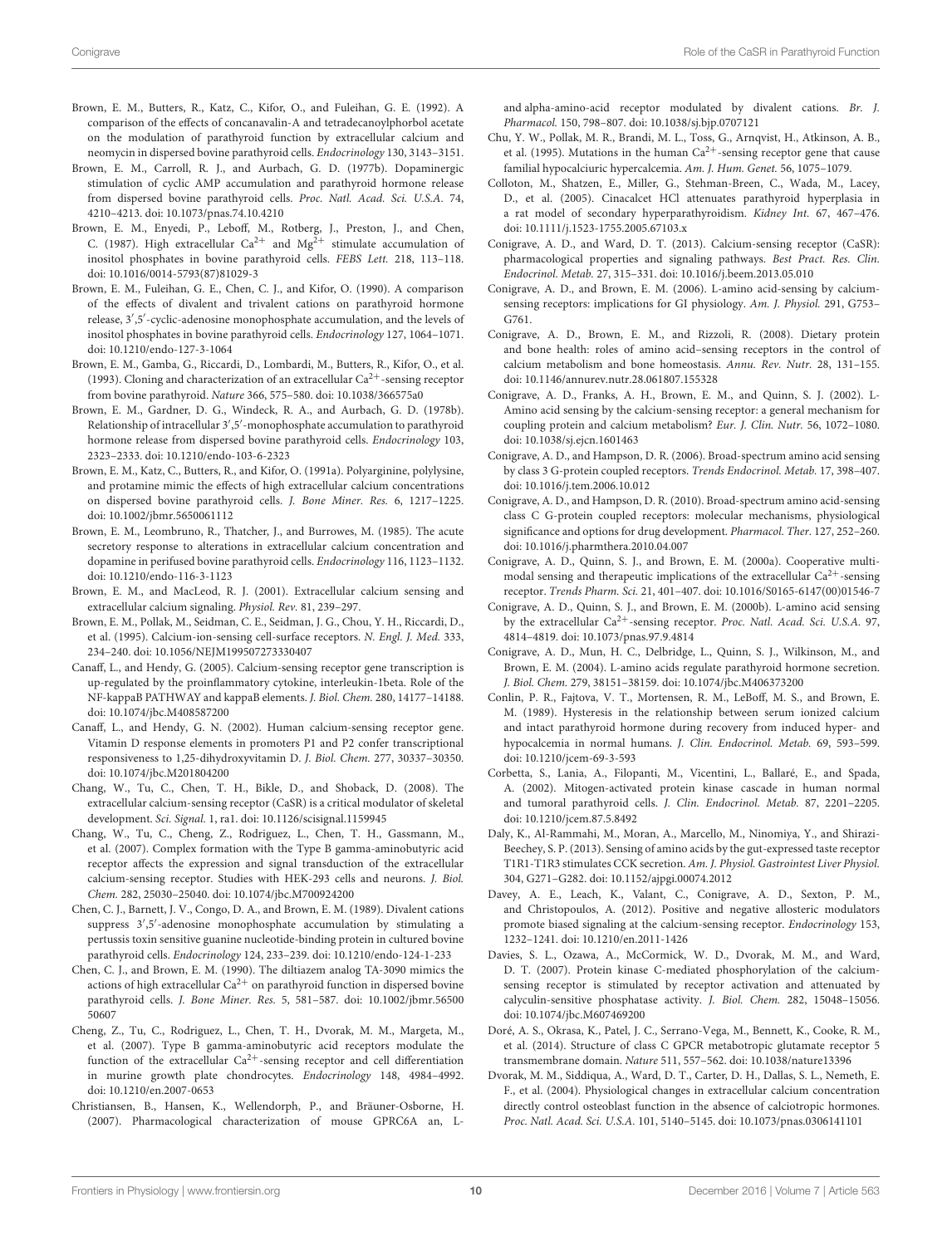Brown, E. M., Butters, R., Katz, C., Kifor, O., and Fuleihan, G. E. (1992). A comparison of the effects of concanavalin-A and tetradecanoylphorbol acetate on the modulation of parathyroid function by extracellular calcium and neomycin in dispersed bovine parathyroid cells. *Endocrinology* 130, 3143–3151.

Brown, E. M., Carroll, R. J., and Aurbach, G. D. (1977b). Dopaminergic stimulation of cyclic AMP accumulation and parathyroid hormone release from dispersed bovine parathyroid cells. *Proc. Natl. Acad. Sci. U.S.A.* 74, 4210–4213. doi: 10.1073/pnas.74.10.4210

Brown, E. M., Enyedi, P., Leboff, M., Rotberg, J., Preston, J., and Chen, C. (1987). High extracellular $Ca^{2+}$ and $Mg^{2+}$ stimulate accumulation of inositol phosphates in bovine parathyroid cells. *FEBS Lett.* 218, 113–118. doi: 10.1016/0014-5793(87)81029-3

Brown, E. M., Fuleihan, G. E., Chen, C. J., and Kifor, O. (1990). A comparison of the effects of divalent and trivalent cations on parathyroid hormone release, 3′,5′-cyclic-adenosine monophosphate accumulation, and the levels of inositol phosphates in bovine parathyroid cells. *Endocrinology* 127, 1064–1071. doi: 10.1210/endo-127-3-1064

Brown, E. M., Gamba, G., Riccardi, D., Lombardi, M., Butters, R., Kifor, O., et al. (1993). Cloning and characterization of an extracellular $Ca^{2+}$-sensing receptor from bovine parathyroid. *Nature* 366, 575–580. doi: 10.1038/366575a0

Brown, E. M., Gardner, D. G., Windeck, R. A., and Aurbach, G. D. (1978b). Relationship of intracellular 3′,5′-monophosphate accumulation to parathyroid hormone release from dispersed bovine parathyroid cells. *Endocrinology* 103, 2323–2333. doi: 10.1210/endo-103-6-2323

Brown, E. M., Katz, C., Butters, R., and Kifor, O. (1991a). Polyarginine, polylysine, and protamine mimic the effects of high extracellular calcium concentrations on dispersed bovine parathyroid cells. *J. Bone Miner. Res.* 6, 1217–1225. doi: 10.1002/jbmr.5650061112

Brown, E. M., Leombruno, R., Thatcher, J., and Burrowes, M. (1985). The acute secretory response to alterations in extracellular calcium concentration and dopamine in perifused bovine parathyroid cells. *Endocrinology* 116, 1123–1132. doi: 10.1210/endo-116-3-1123

Brown, E. M., and MacLeod, R. J. (2001). Extracellular calcium sensing and extracellular calcium signaling. *Physiol. Rev.* 81, 239–297.

Brown, E. M., Pollak, M., Seidman, C. E., Seidman, J. G., Chou, Y. H., Riccardi, D., et al. (1995). Calcium-ion-sensing cell-surface receptors. *N. Engl. J. Med.* 333, 234–240. doi: 10.1056/NEJM199507273330407

Canaff, L., and Hendy, G. (2005). Calcium-sensing receptor gene transcription is up-regulated by the proinflammatory cytokine, interleukin-1beta. Role of the NF-kappaB PATHWAY and kappaB elements. *J. Biol. Chem.* 280, 14177–14188. doi: 10.1074/jbc.M408587200

Canaff, L., and Hendy, G. N. (2002). Human calcium-sensing receptor gene. Vitamin D response elements in promoters P1 and P2 confer transcriptional responsiveness to 1,25-dihydroxyvitamin D. *J. Biol. Chem.* 277, 30337–30350. doi: 10.1074/jbc.M201804200

Chang, W., Tu, C., Chen, T. H., Bikle, D., and Shoback, D. (2008). The extracellular calcium-sensing receptor (CaSR) is a critical modulator of skeletal development. *Sci. Signal.* 1, ra1. doi: 10.1126/scisignal.1159945

Chang, W., Tu, C., Cheng, Z., Rodriguez, L., Chen, T. H., Gassmann, M., et al. (2007). Complex formation with the Type B gamma-aminobutyric acid receptor affects the expression and signal transduction of the extracellular calcium-sensing receptor. Studies with HEK-293 cells and neurons. *J. Biol. Chem.* 282, 25030–25040. doi: 10.1074/jbc.M700924200

Chen, C. J., Barnett, J. V., Congo, D. A., and Brown, E. M. (1989). Divalent cations suppress 3′,5′-adenosine monophosphate accumulation by stimulating a pertussis toxin sensitive guanine nucleotide-binding protein in cultured bovine parathyroid cells. *Endocrinology* 124, 233–239. doi: 10.1210/endo-124-1-233

Chen, C. J., and Brown, E. M. (1990). The diltiazem analog TA-3090 mimics the actions of high extracellular $Ca^{2+}$ on parathyroid function in dispersed bovine parathyroid cells. *J. Bone Miner. Res.* 5, 581–587. doi: 10.1002/jbmr.5650050607

Cheng, Z., Tu, C., Rodriguez, L., Chen, T. H., Dvorak, M. M., Margeta, M., et al. (2007). Type B gamma-aminobutyric acid receptors modulate the function of the extracellular $Ca^{2+}$-sensing receptor and cell differentiation in murine growth plate chondrocytes. *Endocrinology* 148, 4984–4992. doi: 10.1210/en.2007-0653

Christiansen, B., Hansen, K., Wellendorph, P., and Bräuner-Osborne, H. (2007). Pharmacological characterization of mouse GPRC6A an, L-and alpha-amino-acid receptor modulated by divalent cations. *Br. J. Pharmacol.* 150, 798–807. doi: 10.1038/sj.bjp.0707121

Chu, Y. W., Pollak, M. R., Brandi, M. L., Toss, G., Arnqvist, H., Atkinson, A. B., et al. (1995). Mutations in the human $Ca^{2+}$-sensing receptor gene that cause familial hypocalciuric hypercalcemia. *Am. J. Hum. Genet.* 56, 1075–1079.

Colloton, M., Shatzen, E., Miller, G., Stehman-Breen, C., Wada, M., Lacey, D., et al. (2005). Cinacalcet HCl attenuates parathyroid hyperplasia in a rat model of secondary hyperparathyroidism. *Kidney Int.* 67, 467–476. doi: 10.1111/j.1523-1755.2005.67103.x

Conigrave, A. D., and Ward, D. T. (2013). Calcium-sensing receptor (CaSR): pharmacological properties and signaling pathways. *Best Pract. Res. Clin. Endocrinol. Metab.* 27, 315–331. doi: 10.1016/j.beem.2013.05.010

Conigrave, A. D., and Brown, E. M. (2006). L-amino acid-sensing by calcium-sensing receptors: implications for GI physiology. *Am. J. Physiol.* 291, G753–G761.

Conigrave, A. D., Brown, E. M., and Rizzoli, R. (2008). Dietary protein and bone health: roles of amino acid–sensing receptors in the control of calcium metabolism and bone homeostasis. *Annu. Rev. Nutr.* 28, 131–155. doi: 10.1146/annurev.nutr.28.061807.155328

Conigrave, A. D., Franks, A. H., Brown, E. M., and Quinn, S. J. (2002). L-Amino acid sensing by the calcium-sensing receptor: a general mechanism for coupling protein and calcium metabolism? *Eur. J. Clin. Nutr.* 56, 1072–1080. doi: 10.1038/sj.ejcn.1601463

Conigrave, A. D., and Hampson, D. R. (2006). Broad-spectrum amino acid sensing by class 3 G-protein coupled receptors. *Trends Endocrinol. Metab.* 17, 398–407. doi: 10.1016/j.tem.2006.10.012

Conigrave, A. D., and Hampson, D. R. (2010). Broad-spectrum amino acid-sensing class C G-protein coupled receptors: molecular mechanisms, physiological significance and options for drug development. *Pharmacol. Ther.* 127, 252–260. doi: 10.1016/j.pharmthera.2010.04.007

Conigrave, A. D., Quinn, S. J., and Brown, E. M. (2000a). Cooperative multi-modal sensing and therapeutic implications of the extracellular $Ca^{2+}$-sensing receptor. *Trends Pharm. Sci.* 21, 401–407. doi: 10.1016/S0165-6147(00)01546-7

Conigrave, A. D., Quinn, S. J., and Brown, E. M. (2000b). L-amino acid sensing by the extracellular $Ca^{2+}$-sensing receptor. *Proc. Natl. Acad. Sci. U.S.A.* 97, 4814–4819. doi: 10.1073/pnas.97.9.4814

Conigrave, A. D., Mun, H. C., Delbridge, L., Quinn, S. J., Wilkinson, M., and Brown, E. M. (2004). L-amino acids regulate parathyroid hormone secretion. *J. Biol. Chem.* 279, 38151–38159. doi: 10.1074/jbc.M406373200

Conlin, P. R., Fajtova, V. T., Mortensen, R. M., LeBoff, M. S., and Brown, E. M. (1989). Hysteresis in the relationship between serum ionized calcium and intact parathyroid hormone during recovery from induced hyper- and hypocalcemia in normal humans. *J. Clin. Endocrinol. Metab.* 69, 593–599. doi: 10.1210/jcem-69-3-593

Corbetta, S., Lania, A., Filopanti, M., Vicentini, L., Ballaré, E., and Spada, A. (2002). Mitogen-activated protein kinase cascade in human normal and tumoral parathyroid cells. *J. Clin. Endocrinol. Metab.* 87, 2201–2205. doi: 10.1210/jcem.87.5.8492

Daly, K., Al-Rammahi, M., Moran, A., Marcello, M., Ninomiya, Y., and Shirazi-Beechey, S. P. (2013). Sensing of amino acids by the gut-expressed taste receptor T1R1-T1R3 stimulates CCK secretion. *Am. J. Physiol. Gastrointest Liver Physiol.* 304, G271–G282. doi: 10.1152/ajpgi.00074.2012

Davey, A. E., Leach, K., Valant, C., Conigrave, A. D., Sexton, P. M., and Christopoulos, A. (2012). Positive and negative allosteric modulators promote biased signaling at the calcium-sensing receptor. *Endocrinology* 153, 1232–1241. doi: 10.1210/en.2011-1426

Davies, S. L., Ozawa, A., McCormick, W. D., Dvorak, M. M., and Ward, D. T. (2007). Protein kinase C-mediated phosphorylation of the calcium-sensing receptor is stimulated by receptor activation and attenuated by calyculin-sensitive phosphatase activity. *J. Biol. Chem.* 282, 15048–15056. doi: 10.1074/jbc.M607469200

Doré, A. S., Okrasa, K., Patel, J. C., Serrano-Vega, M., Bennett, K., Cooke, R. M., et al. (2014). Structure of class C GPCR metabotropic glutamate receptor 5 transmembrane domain. *Nature* 511, 557–562. doi: 10.1038/nature13396

Dvorak, M. M., Siddiqua, A., Ward, D. T., Carter, D. H., Dallas, S. L., Nemeth, E. F., et al. (2004). Physiological changes in extracellular calcium concentration directly control osteoblast function in the absence of calciotropic hormones. *Proc. Natl. Acad. Sci. U.S.A.* 101, 5140–5145. doi: 10.1073/pnas.0306141101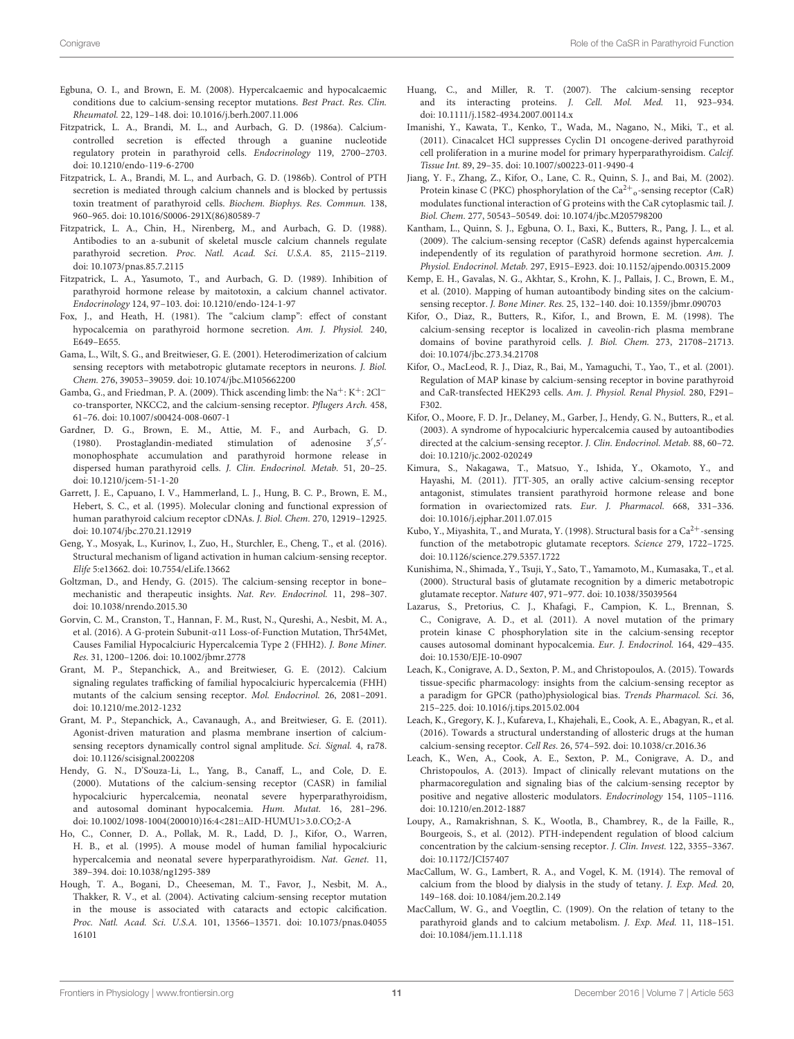Egbuna, O. I., and Brown, E. M. (2008). Hypercalcaemic and hypocalcaemic conditions due to calcium-sensing receptor mutations. *Best Pract. Res. Clin. Rheumatol.* 22, 129–148. doi: 10.1016/j.berh.2007.11.006

Fitzpatrick, L. A., Brandi, M. L., and Aurbach, G. D. (1986a). Calcium-controlled secretion is effected through a guanine nucleotide regulatory protein in parathyroid cells. *Endocrinology* 119, 2700–2703. doi: 10.1210/endo-119-6-2700

Fitzpatrick, L. A., Brandi, M. L., and Aurbach, G. D. (1986b). Control of PTH secretion is mediated through calcium channels and is blocked by pertussis toxin treatment of parathyroid cells. *Biochem. Biophys. Res. Commun.* 138, 960–965. doi: 10.1016/S0006-291X(86)80589-7

Fitzpatrick, L. A., Chin, H., Nirenberg, M., and Aurbach, G. D. (1988). Antibodies to an a-subunit of skeletal muscle calcium channels regulate parathyroid secretion. *Proc. Natl. Acad. Sci. U.S.A.* 85, 2115–2119. doi: 10.1073/pnas.85.7.2115

Fitzpatrick, L. A., Yasumoto, T., and Aurbach, G. D. (1989). Inhibition of parathyroid hormone release by maitotoxin, a calcium channel activator. *Endocrinology* 124, 97–103. doi: 10.1210/endo-124-1-97

Fox, J., and Heath, H. (1981). The "calcium clamp": effect of constant hypocalcemia on parathyroid hormone secretion. *Am. J. Physiol.* 240, E649–E655.

Gama, L., Wilt, S. G., and Breitwieser, G. E. (2001). Heterodimerization of calcium sensing receptors with metabotropic glutamate receptors in neurons. *J. Biol. Chem.* 276, 39053–39059. doi: 10.1074/jbc.M105662200

Gamba, G., and Friedman, P. A. (2009). Thick ascending limb: the $Na^+$: $K^+$: $2Cl^-$ co-transporter, NKCC2, and the calcium-sensing receptor. *Pflugers Arch.* 458, 61–76. doi: 10.1007/s00424-008-0607-1

Gardner, D. G., Brown, E. M., Attie, M. F., and Aurbach, G. D. (1980). Prostaglandin-mediated stimulation of adenosine 3′,5′-monophosphate accumulation and parathyroid hormone release in dispersed human parathyroid cells. *J. Clin. Endocrinol. Metab.* 51, 20–25. doi: 10.1210/jcem-51-1-20

Garrett, J. E., Capuano, I. V., Hammerland, L. J., Hung, B. C. P., Brown, E. M., Hebert, S. C., et al. (1995). Molecular cloning and functional expression of human parathyroid calcium receptor cDNAs. *J. Biol. Chem.* 270, 12919–12925. doi: 10.1074/jbc.270.21.12919

Geng, Y., Mosyak, L., Kurinov, I., Zuo, H., Sturchler, E., Cheng, T., et al. (2016). Structural mechanism of ligand activation in human calcium-sensing receptor. *Elife* 5:e13662. doi: 10.7554/eLife.13662

Goltzman, D., and Hendy, G. (2015). The calcium-sensing receptor in bone–mechanistic and therapeutic insights. *Nat. Rev. Endocrinol.* 11, 298–307. doi: 10.1038/nrendo.2015.30

Gorvin, C. M., Cranston, T., Hannan, F. M., Rust, N., Qureshi, A., Nesbit, M. A., et al. (2016). A G-protein Subunit-α11 Loss-of-Function Mutation, Thr54Met, Causes Familial Hypocalciuric Hypercalcemia Type 2 (FHH2). *J. Bone Miner. Res.* 31, 1200–1206. doi: 10.1002/jbmr.2778

Grant, M. P., Stepanchick, A., and Breitwieser, G. E. (2012). Calcium signaling regulates trafficking of familial hypocalciuric hypercalcemia (FHH) mutants of the calcium sensing receptor. *Mol. Endocrinol.* 26, 2081–2091. doi: 10.1210/me.2012-1232

Grant, M. P., Stepanchick, A., Cavanaugh, A., and Breitwieser, G. E. (2011). Agonist-driven maturation and plasma membrane insertion of calcium-sensing receptors dynamically control signal amplitude. *Sci. Signal.* 4, ra78. doi: 10.1126/scisignal.2002208

Hendy, G. N., D'Souza-Li, L., Yang, B., Canaff, L., and Cole, D. E. (2000). Mutations of the calcium-sensing receptor (CASR) in familial hypocalciuric hypercalcemia, neonatal severe hyperparathyroidism, and autosomal dominant hypocalcemia. *Hum. Mutat.* 16, 281–296. doi: 10.1002/1098-1004(200010)16:4<281::AID-HUMU1>3.0.CO;2-A

Ho, C., Conner, D. A., Pollak, M. R., Ladd, D. J., Kifor, O., Warren, H. B., et al. (1995). A mouse model of human familial hypocalciuric hypercalcemia and neonatal severe hyperparathyroidism. *Nat. Genet.* 11, 389–394. doi: 10.1038/ng1295-389

Hough, T. A., Bogani, D., Cheeseman, M. T., Favor, J., Nesbit, M. A., Thakker, R. V., et al. (2004). Activating calcium-sensing receptor mutation in the mouse is associated with cataracts and ectopic calcification. *Proc. Natl. Acad. Sci. U.S.A.* 101, 13566–13571. doi: 10.1073/pnas.0405516101

Huang, C., and Miller, R. T. (2007). The calcium-sensing receptor and its interacting proteins. *J. Cell. Mol. Med.* 11, 923–934. doi: 10.1111/j.1582-4934.2007.00114.x

Imanishi, Y., Kawata, T., Kenko, T., Wada, M., Nagano, N., Miki, T., et al. (2011). Cinacalcet HCl suppresses Cyclin D1 oncogene-derived parathyroid cell proliferation in a murine model for primary hyperparathyroidism. *Calcif. Tissue Int.* 89, 29–35. doi: 10.1007/s00223-011-9490-4

Jiang, Y. F., Zhang, Z., Kifor, O., Lane, C. R., Quinn, S. J., and Bai, M. (2002). Protein kinase C (PKC) phosphorylation of the $Ca^{2+}{}_o$-sensing receptor (CaR) modulates functional interaction of G proteins with the CaR cytoplasmic tail. *J. Biol. Chem.* 277, 50543–50549. doi: 10.1074/jbc.M205798200

Kantham, L., Quinn, S. J., Egbuna, O. I., Baxi, K., Butters, R., Pang, J. L., et al. (2009). The calcium-sensing receptor (CaSR) defends against hypercalcemia independently of its regulation of parathyroid hormone secretion. *Am. J. Physiol. Endocrinol. Metab.* 297, E915–E923. doi: 10.1152/ajpendo.00315.2009

Kemp, E. H., Gavalas, N. G., Akhtar, S., Krohn, K. J., Pallais, J. C., Brown, E. M., et al. (2010). Mapping of human autoantibody binding sites on the calcium-sensing receptor. *J. Bone Miner. Res.* 25, 132–140. doi: 10.1359/jbmr.090703

Kifor, O., Diaz, R., Butters, R., Kifor, I., and Brown, E. M. (1998). The calcium-sensing receptor is localized in caveolin-rich plasma membrane domains of bovine parathyroid cells. *J. Biol. Chem.* 273, 21708–21713. doi: 10.1074/jbc.273.34.21708

Kifor, O., MacLeod, R. J., Diaz, R., Bai, M., Yamaguchi, T., Yao, T., et al. (2001). Regulation of MAP kinase by calcium-sensing receptor in bovine parathyroid and CaR-transfected HEK293 cells. *Am. J. Physiol. Renal Physiol.* 280, F291–F302.

Kifor, O., Moore, F. D. Jr., Delaney, M., Garber, J., Hendy, G. N., Butters, R., et al. (2003). A syndrome of hypocalciuric hypercalcemia caused by autoantibodies directed at the calcium-sensing receptor. *J. Clin. Endocrinol. Metab.* 88, 60–72. doi: 10.1210/jc.2002-020249

Kimura, S., Nakagawa, T., Matsuo, Y., Ishida, Y., Okamoto, Y., and Hayashi, M. (2011). JTT-305, an orally active calcium-sensing receptor antagonist, stimulates transient parathyroid hormone release and bone formation in ovariectomized rats. *Eur. J. Pharmacol.* 668, 331–336. doi: 10.1016/j.ejphar.2011.07.015

Kubo, Y., Miyashita, T., and Murata, Y. (1998). Structural basis for a $Ca^{2+}$-sensing function of the metabotropic glutamate receptors. *Science* 279, 1722–1725. doi: 10.1126/science.279.5357.1722

Kunishima, N., Shimada, Y., Tsuji, Y., Sato, T., Yamamoto, M., Kumasaka, T., et al. (2000). Structural basis of glutamate recognition by a dimeric metabotropic glutamate receptor. *Nature* 407, 971–977. doi: 10.1038/35039564

Lazarus, S., Pretorius, C. J., Khafagi, F., Campion, K. L., Brennan, S. C., Conigrave, A. D., et al. (2011). A novel mutation of the primary protein kinase C phosphorylation site in the calcium-sensing receptor causes autosomal dominant hypocalcemia. *Eur. J. Endocrinol.* 164, 429–435. doi: 10.1530/EJE-10-0907

Leach, K., Conigrave, A. D., Sexton, P. M., and Christopoulos, A. (2015). Towards tissue-specific pharmacology: insights from the calcium-sensing receptor as a paradigm for GPCR (patho)physiological bias. *Trends Pharmacol. Sci.* 36, 215–225. doi: 10.1016/j.tips.2015.02.004

Leach, K., Gregory, K. J., Kufareva, I., Khajehali, E., Cook, A. E., Abagyan, R., et al. (2016). Towards a structural understanding of allosteric drugs at the human calcium-sensing receptor. *Cell Res.* 26, 574–592. doi: 10.1038/cr.2016.36

Leach, K., Wen, A., Cook, A. E., Sexton, P. M., Conigrave, A. D., and Christopoulos, A. (2013). Impact of clinically relevant mutations on the pharmacoregulation and signaling bias of the calcium-sensing receptor by positive and negative allosteric modulators. *Endocrinology* 154, 1105–1116. doi: 10.1210/en.2012-1887

Loupy, A., Ramakrishnan, S. K., Wootla, B., Chambrey, R., de la Faille, R., Bourgeois, S., et al. (2012). PTH-independent regulation of blood calcium concentration by the calcium-sensing receptor. *J. Clin. Invest.* 122, 3355–3367. doi: 10.1172/JCI57407

MacCallum, W. G., Lambert, R. A., and Vogel, K. M. (1914). The removal of calcium from the blood by dialysis in the study of tetany. *J. Exp. Med.* 20, 149–168. doi: 10.1084/jem.20.2.149

MacCallum, W. G., and Voegtlin, C. (1909). On the relation of tetany to the parathyroid glands and to calcium metabolism. *J. Exp. Med.* 11, 118–151. doi: 10.1084/jem.11.1.118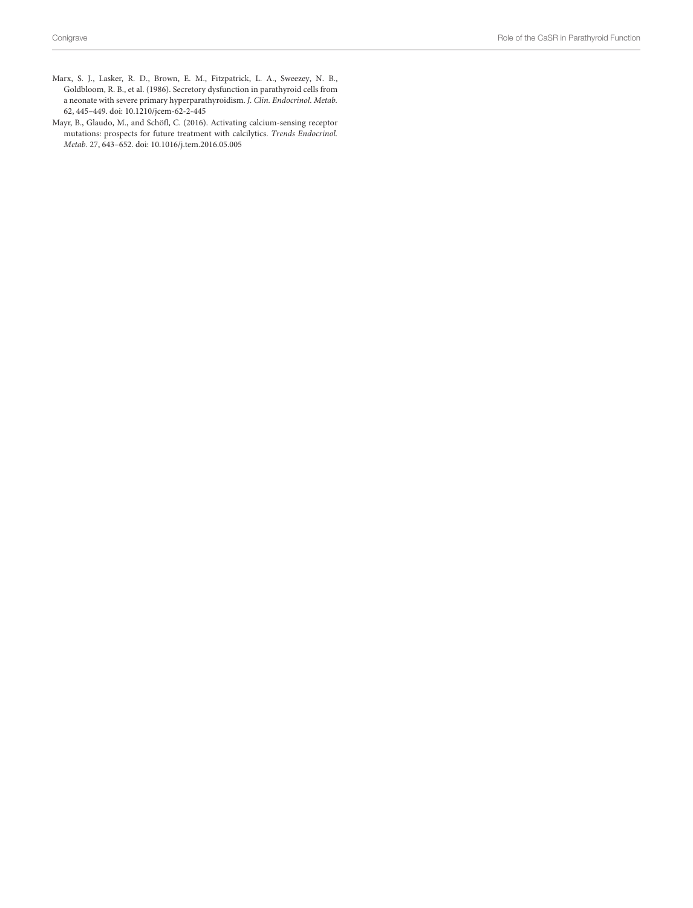Marx, S. J., Lasker, R. D., Brown, E. M., Fitzpatrick, L. A., Sweezey, N. B., Goldbloom, R. B., et al. (1986). Secretory dysfunction in parathyroid cells from a neonate with severe primary hyperparathyroidism. *J. Clin. Endocrinol. Metab.* 62, 445–449. doi: 10.1210/jcem-62-2-445

Mayr, B., Glaudo, M., and Schöfl, C. (2016). Activating calcium-sensing receptor mutations: prospects for future treatment with calcilytics. *Trends Endocrinol. Metab.* 27, 643–652. doi: 10.1016/j.tem.2016.05.005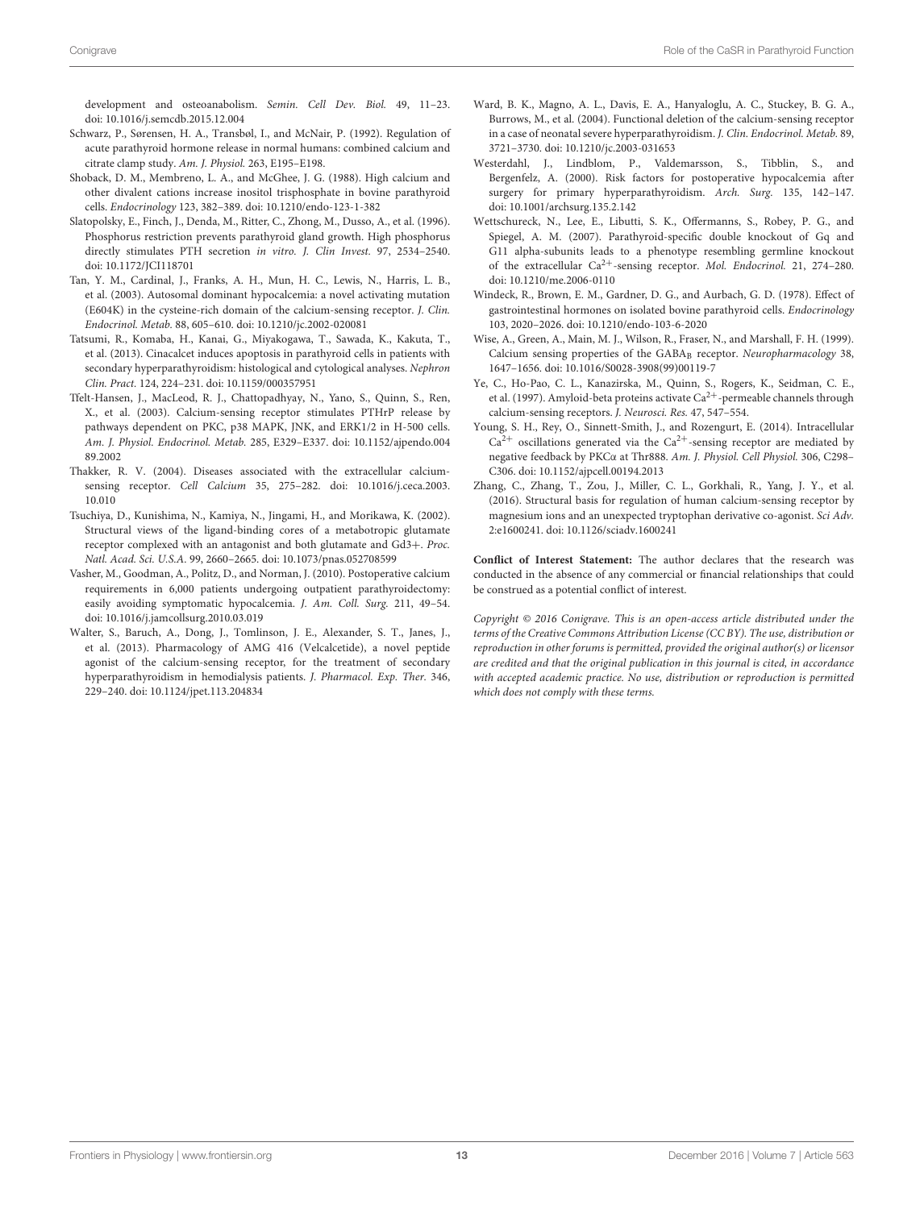development and osteoanabolism. *Semin. Cell Dev. Biol.* 49, 11–23. doi: 10.1016/j.semcdb.2015.12.004

Schwarz, P., Sørensen, H. A., Transbøl, I., and McNair, P. (1992). Regulation of acute parathyroid hormone release in normal humans: combined calcium and citrate clamp study. *Am. J. Physiol.* 263, E195–E198.

Shoback, D. M., Membreno, L. A., and McGhee, J. G. (1988). High calcium and other divalent cations increase inositol trisphosphate in bovine parathyroid cells. *Endocrinology* 123, 382–389. doi: 10.1210/endo-123-1-382

Slatopolsky, E., Finch, J., Denda, M., Ritter, C., Zhong, M., Dusso, A., et al. (1996). Phosphorus restriction prevents parathyroid gland growth. High phosphorus directly stimulates PTH secretion *in vitro*. *J. Clin Invest.* 97, 2534–2540. doi: 10.1172/JCI118701

Tan, Y. M., Cardinal, J., Franks, A. H., Mun, H. C., Lewis, N., Harris, L. B., et al. (2003). Autosomal dominant hypocalcemia: a novel activating mutation (E604K) in the cysteine-rich domain of the calcium-sensing receptor. *J. Clin. Endocrinol. Metab.* 88, 605–610. doi: 10.1210/jc.2002-020081

Tatsumi, R., Komaba, H., Kanai, G., Miyakogawa, T., Sawada, K., Kakuta, T., et al. (2013). Cinacalcet induces apoptosis in parathyroid cells in patients with secondary hyperparathyroidism: histological and cytological analyses. *Nephron Clin. Pract.* 124, 224–231. doi: 10.1159/000357951

Tfelt-Hansen, J., MacLeod, R. J., Chattopadhyay, N., Yano, S., Quinn, S., Ren, X., et al. (2003). Calcium-sensing receptor stimulates PTHrP release by pathways dependent on PKC, p38 MAPK, JNK, and ERK1/2 in H-500 cells. *Am. J. Physiol. Endocrinol. Metab.* 285, E329–E337. doi: 10.1152/ajpendo.00489.2002

Thakker, R. V. (2004). Diseases associated with the extracellular calcium-sensing receptor. *Cell Calcium* 35, 275–282. doi: 10.1016/j.ceca.2003.10.010

Tsuchiya, D., Kunishima, N., Kamiya, N., Jingami, H., and Morikawa, K. (2002). Structural views of the ligand-binding cores of a metabotropic glutamate receptor complexed with an antagonist and both glutamate and Gd3+. *Proc. Natl. Acad. Sci. U.S.A.* 99, 2660–2665. doi: 10.1073/pnas.052708599

Vasher, M., Goodman, A., Politz, D., and Norman, J. (2010). Postoperative calcium requirements in 6,000 patients undergoing outpatient parathyroidectomy: easily avoiding symptomatic hypocalcemia. *J. Am. Coll. Surg.* 211, 49–54. doi: 10.1016/j.jamcollsurg.2010.03.019

Walter, S., Baruch, A., Dong, J., Tomlinson, J. E., Alexander, S. T., Janes, J., et al. (2013). Pharmacology of AMG 416 (Velcalcetide), a novel peptide agonist of the calcium-sensing receptor, for the treatment of secondary hyperparathyroidism in hemodialysis patients. *J. Pharmacol. Exp. Ther.* 346, 229–240. doi: 10.1124/jpet.113.204834

Ward, B. K., Magno, A. L., Davis, E. A., Hanyaloglu, A. C., Stuckey, B. G. A., Burrows, M., et al. (2004). Functional deletion of the calcium-sensing receptor in a case of neonatal severe hyperparathyroidism. *J. Clin. Endocrinol. Metab.* 89, 3721–3730. doi: 10.1210/jc.2003-031653

Westerdahl, J., Lindblom, P., Valdemarsson, S., Tibblin, S., and Bergenfelz, A. (2000). Risk factors for postoperative hypocalcemia after surgery for primary hyperparathyroidism. *Arch. Surg.* 135, 142–147. doi: 10.1001/archsurg.135.2.142

Wettschureck, N., Lee, E., Libutti, S. K., Offermanns, S., Robey, P. G., and Spiegel, A. M. (2007). Parathyroid-specific double knockout of Gq and G11 alpha-subunits leads to a phenotype resembling germline knockout of the extracellular $Ca^{2+}$-sensing receptor. *Mol. Endocrinol.* 21, 274–280. doi: 10.1210/me.2006-0110

Windeck, R., Brown, E. M., Gardner, D. G., and Aurbach, G. D. (1978). Effect of gastrointestinal hormones on isolated bovine parathyroid cells. *Endocrinology* 103, 2020–2026. doi: 10.1210/endo-103-6-2020

Wise, A., Green, A., Main, M. J., Wilson, R., Fraser, N., and Marshall, F. H. (1999). Calcium sensing properties of the $GABA_B$ receptor. *Neuropharmacology* 38, 1647–1656. doi: 10.1016/S0028-3908(99)00119-7

Ye, C., Ho-Pao, C. L., Kanazirska, M., Quinn, S., Rogers, K., Seidman, C. E., et al. (1997). Amyloid-beta proteins activate $Ca^{2+}$-permeable channels through calcium-sensing receptors. *J. Neurosci. Res.* 47, 547–554.

Young, S. H., Rey, O., Sinnett-Smith, J., and Rozengurt, E. (2014). Intracellular $Ca^{2+}$ oscillations generated via the $Ca^{2+}$-sensing receptor are mediated by negative feedback by PKCα at Thr888. *Am. J. Physiol. Cell Physiol.* 306, C298–C306. doi: 10.1152/ajpcell.00194.2013

Zhang, C., Zhang, T., Zou, J., Miller, C. L., Gorkhali, R., Yang, J. Y., et al. (2016). Structural basis for regulation of human calcium-sensing receptor by magnesium ions and an unexpected tryptophan derivative co-agonist. *Sci Adv.* 2:e1600241. doi: 10.1126/sciadv.1600241

**Conflict of Interest Statement:** The author declares that the research was conducted in the absence of any commercial or financial relationships that could be construed as a potential conflict of interest.

*Copyright © 2016 Conigrave. This is an open-access article distributed under the terms of the Creative Commons Attribution License (CC BY). The use, distribution or reproduction in other forums is permitted, provided the original author(s) or licensor are credited and that the original publication in this journal is cited, in accordance with accepted academic practice. No use, distribution or reproduction is permitted which does not comply with these terms.*